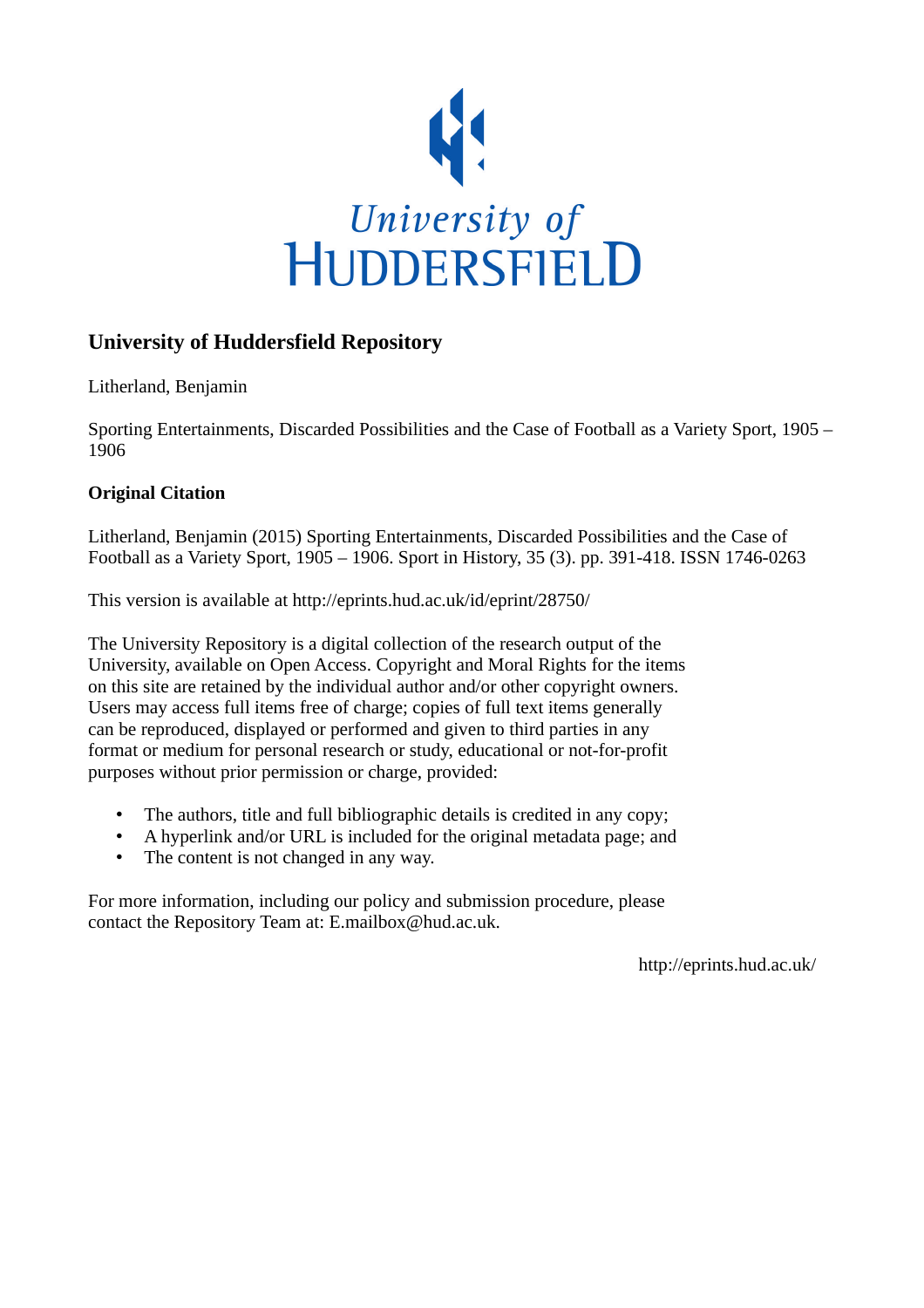University of
HUDDERSFIELD

# University of Huddersfield Repository

Litherland, Benjamin

Sporting Entertainments, Discarded Possibilities and the Case of Football as a Variety Sport, 1905 – 1906

### Original Citation

Litherland, Benjamin (2015) Sporting Entertainments, Discarded Possibilities and the Case of Football as a Variety Sport, 1905 – 1906. Sport in History, 35 (3). pp. 391-418. ISSN 1746-0263

This version is available at http://eprints.hud.ac.uk/id/eprint/28750/

The University Repository is a digital collection of the research output of the University, available on Open Access. Copyright and Moral Rights for the items on this site are retained by the individual author and/or other copyright owners. Users may access full items free of charge; copies of full text items generally can be reproduced, displayed or performed and given to third parties in any format or medium for personal research or study, educational or not-for-profit purposes without prior permission or charge, provided:

- The authors, title and full bibliographic details is credited in any copy;
- A hyperlink and/or URL is included for the original metadata page; and
- The content is not changed in any way.

For more information, including our policy and submission procedure, please contact the Repository Team at: E.mailbox@hud.ac.uk.

http://eprints.hud.ac.uk/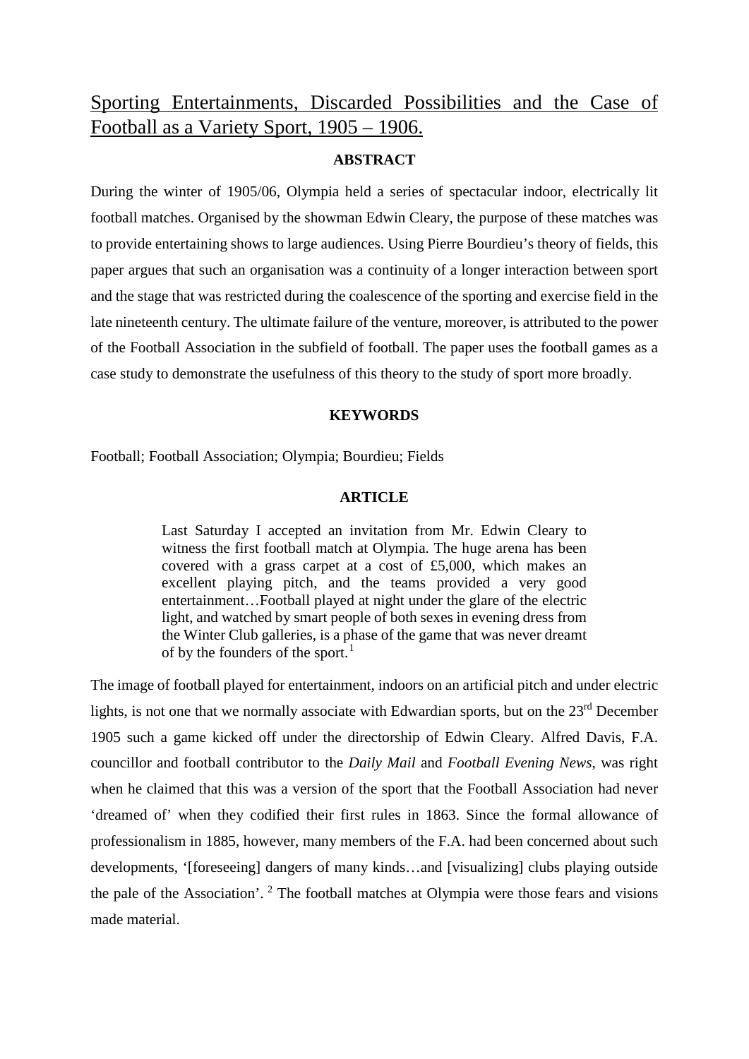# Sporting Entertainments, Discarded Possibilities and the Case of Football as a Variety Sport, 1905 – 1906.

## ABSTRACT

During the winter of 1905/06, Olympia held a series of spectacular indoor, electrically lit football matches. Organised by the showman Edwin Cleary, the purpose of these matches was to provide entertaining shows to large audiences. Using Pierre Bourdieu's theory of fields, this paper argues that such an organisation was a continuity of a longer interaction between sport and the stage that was restricted during the coalescence of the sporting and exercise field in the late nineteenth century. The ultimate failure of the venture, moreover, is attributed to the power of the Football Association in the subfield of football. The paper uses the football games as a case study to demonstrate the usefulness of this theory to the study of sport more broadly.

## KEYWORDS

Football; Football Association; Olympia; Bourdieu; Fields

## ARTICLE

> Last Saturday I accepted an invitation from Mr. Edwin Cleary to witness the first football match at Olympia. The huge arena has been covered with a grass carpet at a cost of £5,000, which makes an excellent playing pitch, and the teams provided a very good entertainment…Football played at night under the glare of the electric light, and watched by smart people of both sexes in evening dress from the Winter Club galleries, is a phase of the game that was never dreamt of by the founders of the sport.[1]

The image of football played for entertainment, indoors on an artificial pitch and under electric lights, is not one that we normally associate with Edwardian sports, but on the 23rd December 1905 such a game kicked off under the directorship of Edwin Cleary. Alfred Davis, F.A. councillor and football contributor to the *Daily Mail* and *Football Evening News*, was right when he claimed that this was a version of the sport that the Football Association had never 'dreamed of' when they codified their first rules in 1863. Since the formal allowance of professionalism in 1885, however, many members of the F.A. had been concerned about such developments, '[foreseeing] dangers of many kinds…and [visualizing] clubs playing outside the pale of the Association'.[2] The football matches at Olympia were those fears and visions made material.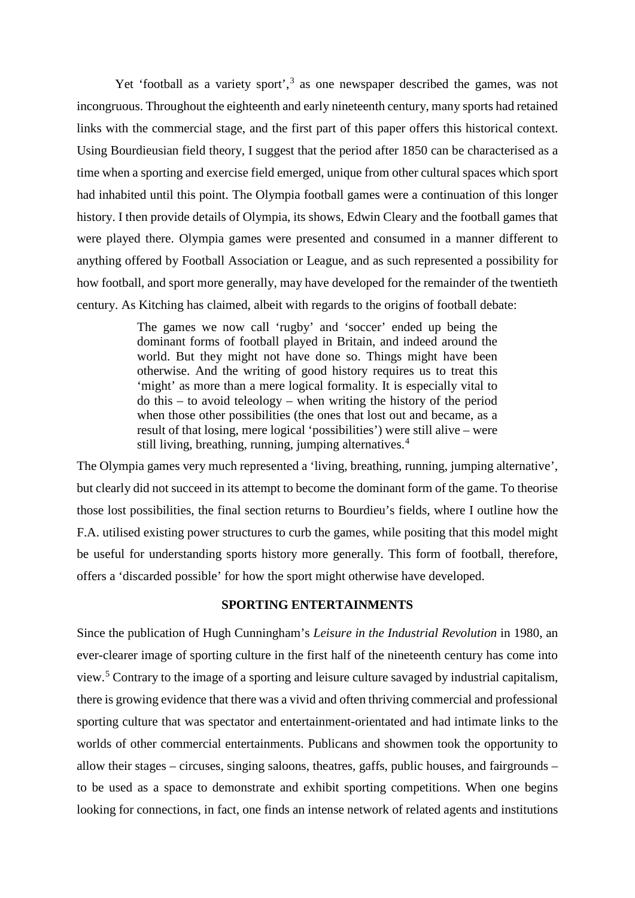Yet 'football as a variety sport',[3] as one newspaper described the games, was not incongruous. Throughout the eighteenth and early nineteenth century, many sports had retained links with the commercial stage, and the first part of this paper offers this historical context. Using Bourdieusian field theory, I suggest that the period after 1850 can be characterised as a time when a sporting and exercise field emerged, unique from other cultural spaces which sport had inhabited until this point. The Olympia football games were a continuation of this longer history. I then provide details of Olympia, its shows, Edwin Cleary and the football games that were played there. Olympia games were presented and consumed in a manner different to anything offered by Football Association or League, and as such represented a possibility for how football, and sport more generally, may have developed for the remainder of the twentieth century. As Kitching has claimed, albeit with regards to the origins of football debate:

> The games we now call 'rugby' and 'soccer' ended up being the dominant forms of football played in Britain, and indeed around the world. But they might not have done so. Things might have been otherwise. And the writing of good history requires us to treat this 'might' as more than a mere logical formality. It is especially vital to do this – to avoid teleology – when writing the history of the period when those other possibilities (the ones that lost out and became, as a result of that losing, mere logical 'possibilities') were still alive – were still living, breathing, running, jumping alternatives.[4]

The Olympia games very much represented a 'living, breathing, running, jumping alternative', but clearly did not succeed in its attempt to become the dominant form of the game. To theorise those lost possibilities, the final section returns to Bourdieu's fields, where I outline how the F.A. utilised existing power structures to curb the games, while positing that this model might be useful for understanding sports history more generally. This form of football, therefore, offers a 'discarded possible' for how the sport might otherwise have developed.

## SPORTING ENTERTAINMENTS

Since the publication of Hugh Cunningham's *Leisure in the Industrial Revolution* in 1980, an ever-clearer image of sporting culture in the first half of the nineteenth century has come into view.[5] Contrary to the image of a sporting and leisure culture savaged by industrial capitalism, there is growing evidence that there was a vivid and often thriving commercial and professional sporting culture that was spectator and entertainment-orientated and had intimate links to the worlds of other commercial entertainments. Publicans and showmen took the opportunity to allow their stages – circuses, singing saloons, theatres, gaffs, public houses, and fairgrounds – to be used as a space to demonstrate and exhibit sporting competitions. When one begins looking for connections, in fact, one finds an intense network of related agents and institutions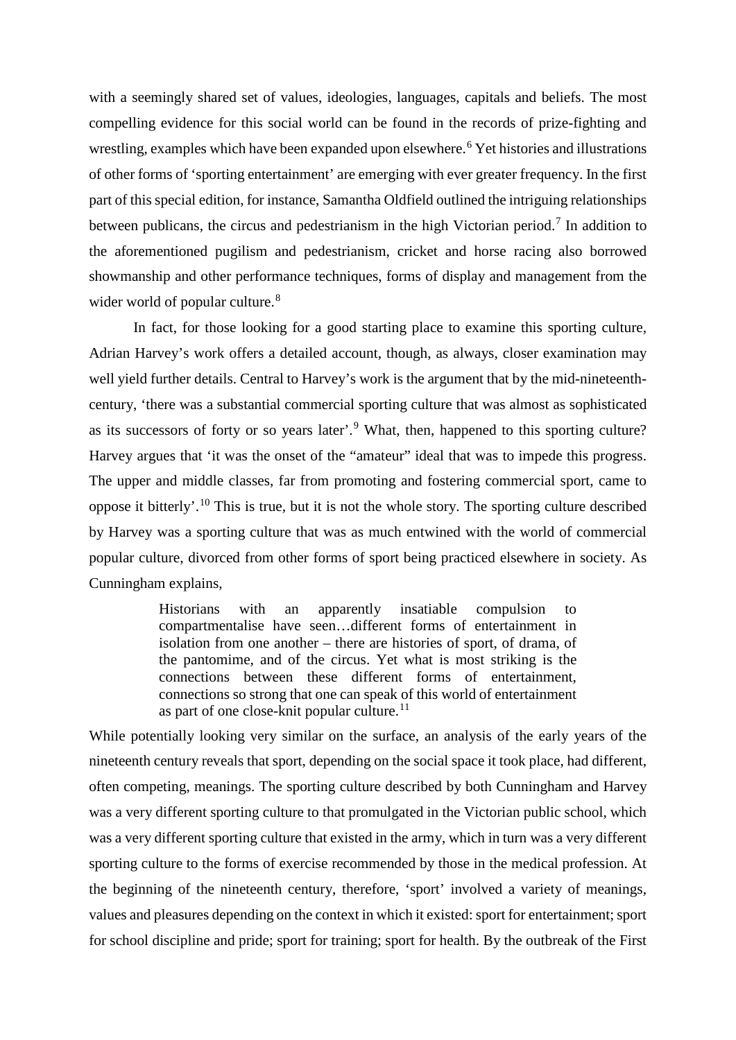with a seemingly shared set of values, ideologies, languages, capitals and beliefs. The most compelling evidence for this social world can be found in the records of prize-fighting and wrestling, examples which have been expanded upon elsewhere.[6] Yet histories and illustrations of other forms of 'sporting entertainment' are emerging with ever greater frequency. In the first part of this special edition, for instance, Samantha Oldfield outlined the intriguing relationships between publicans, the circus and pedestrianism in the high Victorian period.[7] In addition to the aforementioned pugilism and pedestrianism, cricket and horse racing also borrowed showmanship and other performance techniques, forms of display and management from the wider world of popular culture.[8]

In fact, for those looking for a good starting place to examine this sporting culture, Adrian Harvey's work offers a detailed account, though, as always, closer examination may well yield further details. Central to Harvey's work is the argument that by the mid-nineteenth-century, 'there was a substantial commercial sporting culture that was almost as sophisticated as its successors of forty or so years later'.[9] What, then, happened to this sporting culture? Harvey argues that 'it was the onset of the "amateur" ideal that was to impede this progress. The upper and middle classes, far from promoting and fostering commercial sport, came to oppose it bitterly'.[10] This is true, but it is not the whole story. The sporting culture described by Harvey was a sporting culture that was as much entwined with the world of commercial popular culture, divorced from other forms of sport being practiced elsewhere in society. As Cunningham explains,

> Historians with an apparently insatiable compulsion to compartmentalise have seen…different forms of entertainment in isolation from one another – there are histories of sport, of drama, of the pantomime, and of the circus. Yet what is most striking is the connections between these different forms of entertainment, connections so strong that one can speak of this world of entertainment as part of one close-knit popular culture.[11]

While potentially looking very similar on the surface, an analysis of the early years of the nineteenth century reveals that sport, depending on the social space it took place, had different, often competing, meanings. The sporting culture described by both Cunningham and Harvey was a very different sporting culture to that promulgated in the Victorian public school, which was a very different sporting culture that existed in the army, which in turn was a very different sporting culture to the forms of exercise recommended by those in the medical profession. At the beginning of the nineteenth century, therefore, 'sport' involved a variety of meanings, values and pleasures depending on the context in which it existed: sport for entertainment; sport for school discipline and pride; sport for training; sport for health. By the outbreak of the First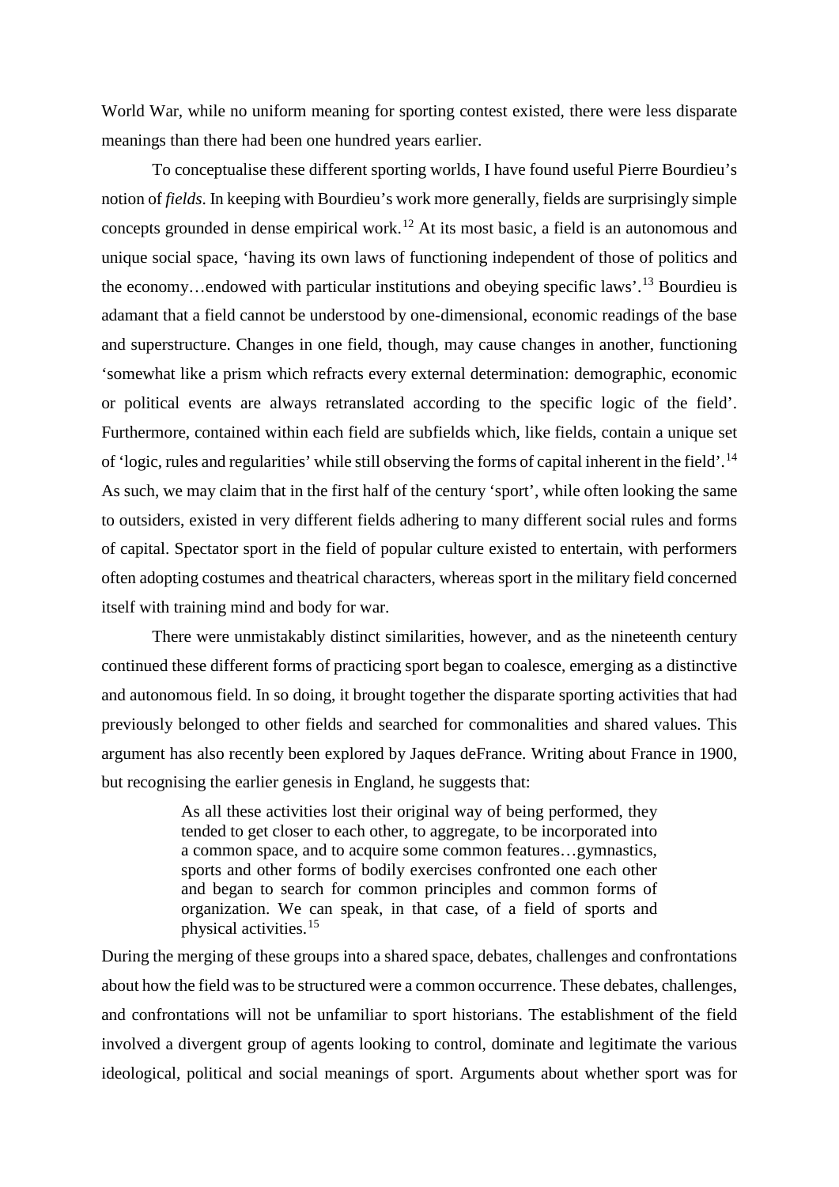World War, while no uniform meaning for sporting contest existed, there were less disparate meanings than there had been one hundred years earlier.

To conceptualise these different sporting worlds, I have found useful Pierre Bourdieu's notion of *fields*. In keeping with Bourdieu's work more generally, fields are surprisingly simple concepts grounded in dense empirical work.[12] At its most basic, a field is an autonomous and unique social space, 'having its own laws of functioning independent of those of politics and the economy…endowed with particular institutions and obeying specific laws'.[13] Bourdieu is adamant that a field cannot be understood by one-dimensional, economic readings of the base and superstructure. Changes in one field, though, may cause changes in another, functioning 'somewhat like a prism which refracts every external determination: demographic, economic or political events are always retranslated according to the specific logic of the field'. Furthermore, contained within each field are subfields which, like fields, contain a unique set of 'logic, rules and regularities' while still observing the forms of capital inherent in the field'.[14] As such, we may claim that in the first half of the century 'sport', while often looking the same to outsiders, existed in very different fields adhering to many different social rules and forms of capital. Spectator sport in the field of popular culture existed to entertain, with performers often adopting costumes and theatrical characters, whereas sport in the military field concerned itself with training mind and body for war.

There were unmistakably distinct similarities, however, and as the nineteenth century continued these different forms of practicing sport began to coalesce, emerging as a distinctive and autonomous field. In so doing, it brought together the disparate sporting activities that had previously belonged to other fields and searched for commonalities and shared values. This argument has also recently been explored by Jaques deFrance. Writing about France in 1900, but recognising the earlier genesis in England, he suggests that:

> As all these activities lost their original way of being performed, they tended to get closer to each other, to aggregate, to be incorporated into a common space, and to acquire some common features…gymnastics, sports and other forms of bodily exercises confronted one each other and began to search for common principles and common forms of organization. We can speak, in that case, of a field of sports and physical activities.[15]

During the merging of these groups into a shared space, debates, challenges and confrontations about how the field was to be structured were a common occurrence. These debates, challenges, and confrontations will not be unfamiliar to sport historians. The establishment of the field involved a divergent group of agents looking to control, dominate and legitimate the various ideological, political and social meanings of sport. Arguments about whether sport was for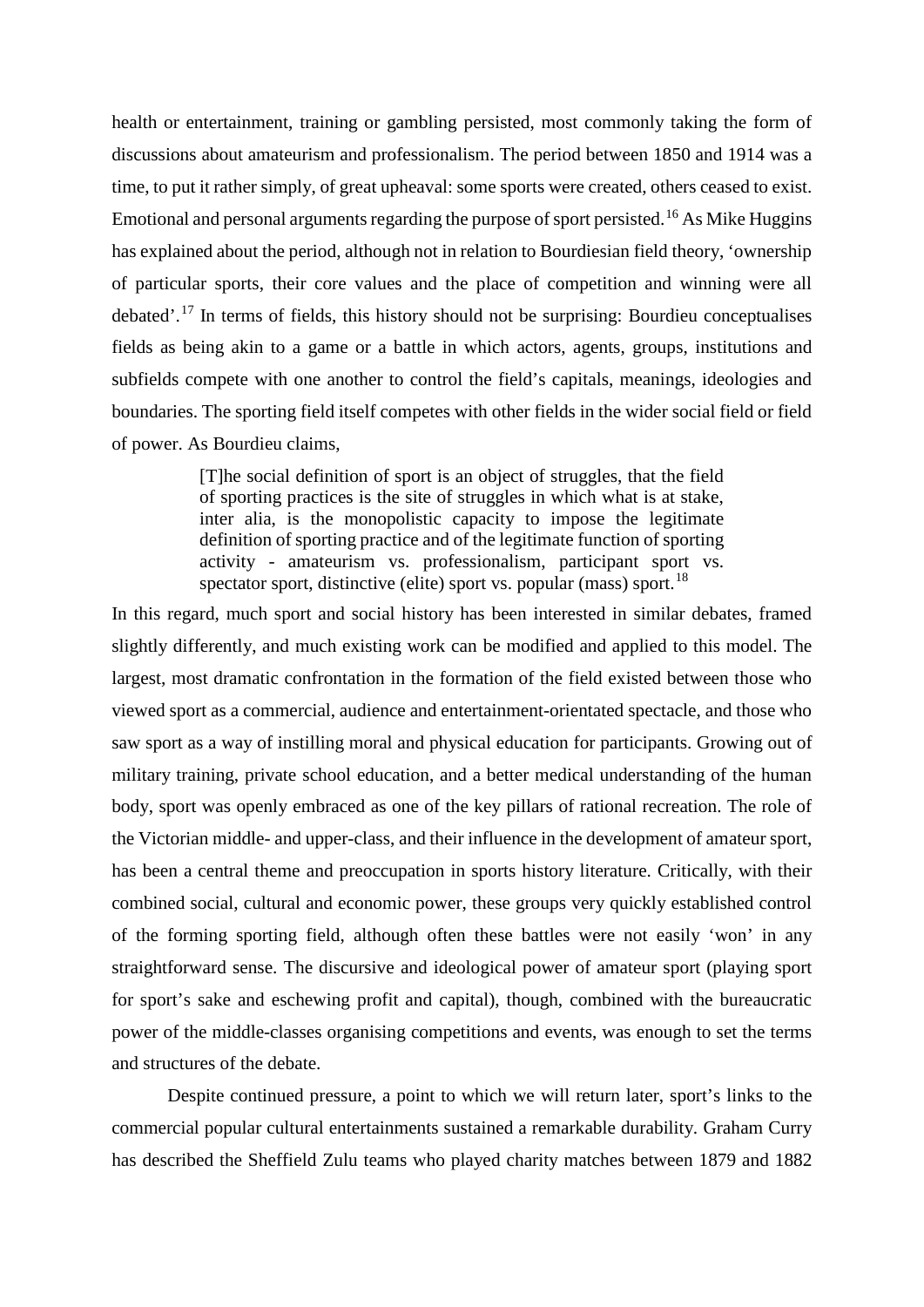health or entertainment, training or gambling persisted, most commonly taking the form of discussions about amateurism and professionalism. The period between 1850 and 1914 was a time, to put it rather simply, of great upheaval: some sports were created, others ceased to exist. Emotional and personal arguments regarding the purpose of sport persisted.[16] As Mike Huggins has explained about the period, although not in relation to Bourdiesian field theory, 'ownership of particular sports, their core values and the place of competition and winning were all debated'.[17] In terms of fields, this history should not be surprising: Bourdieu conceptualises fields as being akin to a game or a battle in which actors, agents, groups, institutions and subfields compete with one another to control the field's capitals, meanings, ideologies and boundaries. The sporting field itself competes with other fields in the wider social field or field of power. As Bourdieu claims,

> [T]he social definition of sport is an object of struggles, that the field of sporting practices is the site of struggles in which what is at stake, inter alia, is the monopolistic capacity to impose the legitimate definition of sporting practice and of the legitimate function of sporting activity - amateurism vs. professionalism, participant sport vs. spectator sport, distinctive (elite) sport vs. popular (mass) sport.[18]

In this regard, much sport and social history has been interested in similar debates, framed slightly differently, and much existing work can be modified and applied to this model. The largest, most dramatic confrontation in the formation of the field existed between those who viewed sport as a commercial, audience and entertainment-orientated spectacle, and those who saw sport as a way of instilling moral and physical education for participants. Growing out of military training, private school education, and a better medical understanding of the human body, sport was openly embraced as one of the key pillars of rational recreation. The role of the Victorian middle- and upper-class, and their influence in the development of amateur sport, has been a central theme and preoccupation in sports history literature. Critically, with their combined social, cultural and economic power, these groups very quickly established control of the forming sporting field, although often these battles were not easily 'won' in any straightforward sense. The discursive and ideological power of amateur sport (playing sport for sport's sake and eschewing profit and capital), though, combined with the bureaucratic power of the middle-classes organising competitions and events, was enough to set the terms and structures of the debate.

Despite continued pressure, a point to which we will return later, sport's links to the commercial popular cultural entertainments sustained a remarkable durability. Graham Curry has described the Sheffield Zulu teams who played charity matches between 1879 and 1882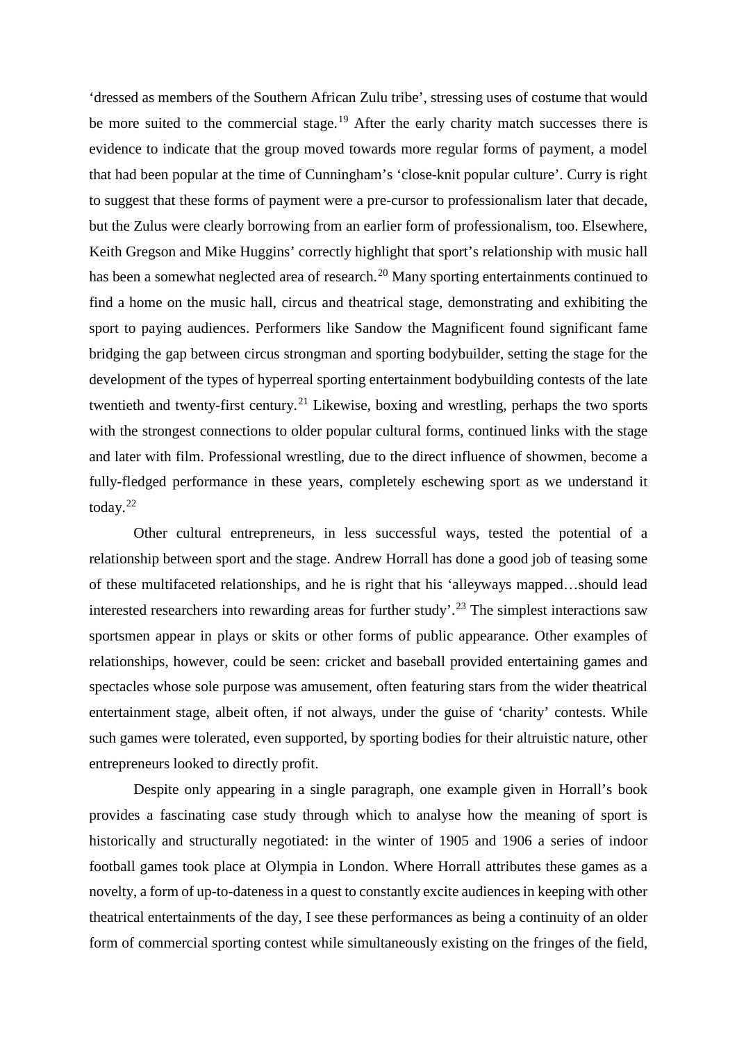'dressed as members of the Southern African Zulu tribe', stressing uses of costume that would be more suited to the commercial stage.[19] After the early charity match successes there is evidence to indicate that the group moved towards more regular forms of payment, a model that had been popular at the time of Cunningham's 'close-knit popular culture'. Curry is right to suggest that these forms of payment were a pre-cursor to professionalism later that decade, but the Zulus were clearly borrowing from an earlier form of professionalism, too. Elsewhere, Keith Gregson and Mike Huggins' correctly highlight that sport's relationship with music hall has been a somewhat neglected area of research.[20] Many sporting entertainments continued to find a home on the music hall, circus and theatrical stage, demonstrating and exhibiting the sport to paying audiences. Performers like Sandow the Magnificent found significant fame bridging the gap between circus strongman and sporting bodybuilder, setting the stage for the development of the types of hyperreal sporting entertainment bodybuilding contests of the late twentieth and twenty-first century.[21] Likewise, boxing and wrestling, perhaps the two sports with the strongest connections to older popular cultural forms, continued links with the stage and later with film. Professional wrestling, due to the direct influence of showmen, become a fully-fledged performance in these years, completely eschewing sport as we understand it today.[22]

Other cultural entrepreneurs, in less successful ways, tested the potential of a relationship between sport and the stage. Andrew Horrall has done a good job of teasing some of these multifaceted relationships, and he is right that his 'alleyways mapped…should lead interested researchers into rewarding areas for further study'.[23] The simplest interactions saw sportsmen appear in plays or skits or other forms of public appearance. Other examples of relationships, however, could be seen: cricket and baseball provided entertaining games and spectacles whose sole purpose was amusement, often featuring stars from the wider theatrical entertainment stage, albeit often, if not always, under the guise of 'charity' contests. While such games were tolerated, even supported, by sporting bodies for their altruistic nature, other entrepreneurs looked to directly profit.

Despite only appearing in a single paragraph, one example given in Horrall's book provides a fascinating case study through which to analyse how the meaning of sport is historically and structurally negotiated: in the winter of 1905 and 1906 a series of indoor football games took place at Olympia in London. Where Horrall attributes these games as a novelty, a form of up-to-dateness in a quest to constantly excite audiences in keeping with other theatrical entertainments of the day, I see these performances as being a continuity of an older form of commercial sporting contest while simultaneously existing on the fringes of the field,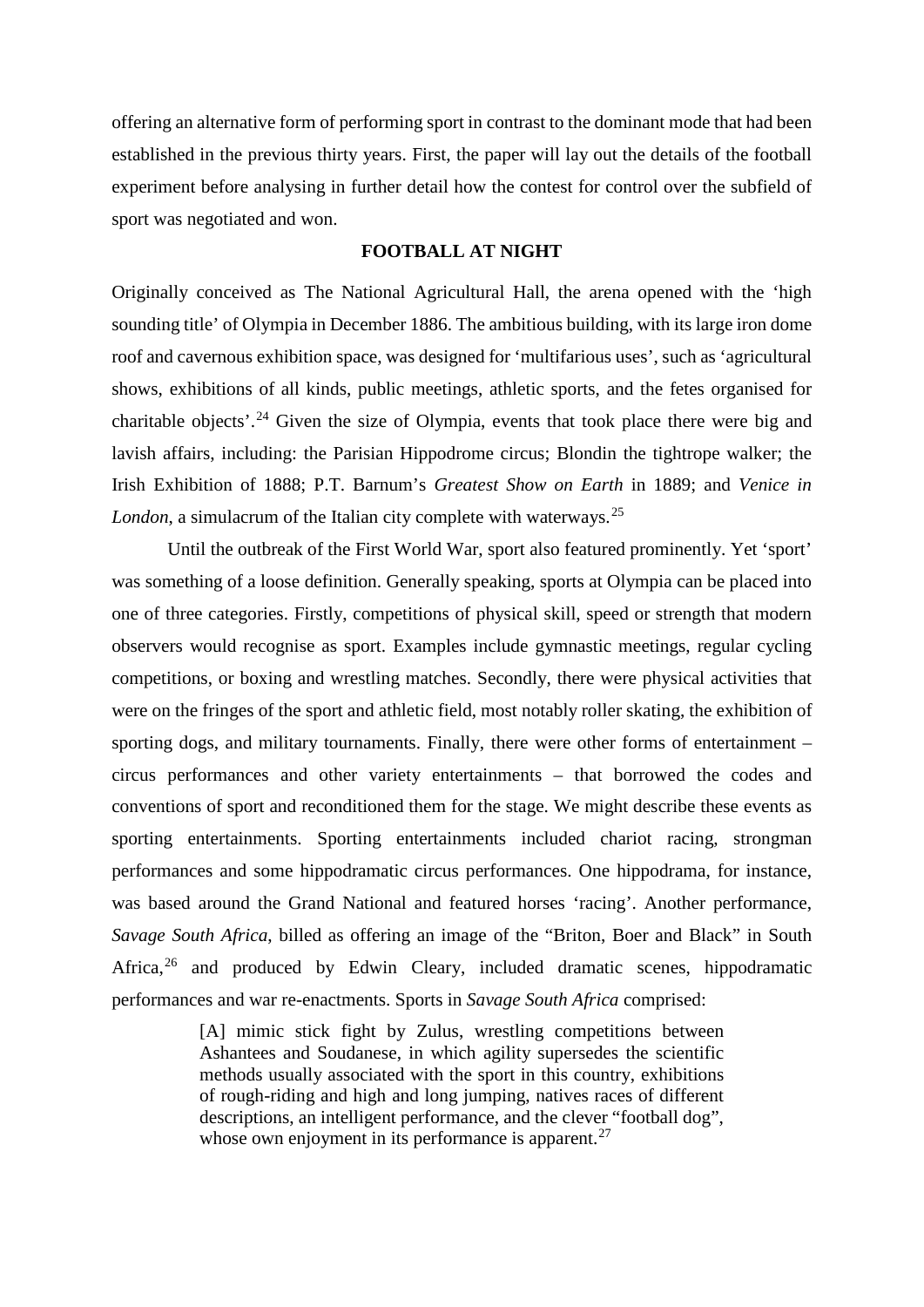offering an alternative form of performing sport in contrast to the dominant mode that had been established in the previous thirty years. First, the paper will lay out the details of the football experiment before analysing in further detail how the contest for control over the subfield of sport was negotiated and won.

## FOOTBALL AT NIGHT

Originally conceived as The National Agricultural Hall, the arena opened with the 'high sounding title' of Olympia in December 1886. The ambitious building, with its large iron dome roof and cavernous exhibition space, was designed for 'multifarious uses', such as 'agricultural shows, exhibitions of all kinds, public meetings, athletic sports, and the fetes organised for charitable objects'.[24] Given the size of Olympia, events that took place there were big and lavish affairs, including: the Parisian Hippodrome circus; Blondin the tightrope walker; the Irish Exhibition of 1888; P.T. Barnum's *Greatest Show on Earth* in 1889; and *Venice in London*, a simulacrum of the Italian city complete with waterways.[25]

Until the outbreak of the First World War, sport also featured prominently. Yet 'sport' was something of a loose definition. Generally speaking, sports at Olympia can be placed into one of three categories. Firstly, competitions of physical skill, speed or strength that modern observers would recognise as sport. Examples include gymnastic meetings, regular cycling competitions, or boxing and wrestling matches. Secondly, there were physical activities that were on the fringes of the sport and athletic field, most notably roller skating, the exhibition of sporting dogs, and military tournaments. Finally, there were other forms of entertainment – circus performances and other variety entertainments – that borrowed the codes and conventions of sport and reconditioned them for the stage. We might describe these events as sporting entertainments. Sporting entertainments included chariot racing, strongman performances and some hippodramatic circus performances. One hippodrama, for instance, was based around the Grand National and featured horses 'racing'. Another performance, *Savage South Africa*, billed as offering an image of the "Briton, Boer and Black" in South Africa,[26] and produced by Edwin Cleary, included dramatic scenes, hippodramatic performances and war re-enactments. Sports in *Savage South Africa* comprised:

> [A] mimic stick fight by Zulus, wrestling competitions between Ashantees and Soudanese, in which agility supersedes the scientific methods usually associated with the sport in this country, exhibitions of rough-riding and high and long jumping, natives races of different descriptions, an intelligent performance, and the clever "football dog", whose own enjoyment in its performance is apparent.[27]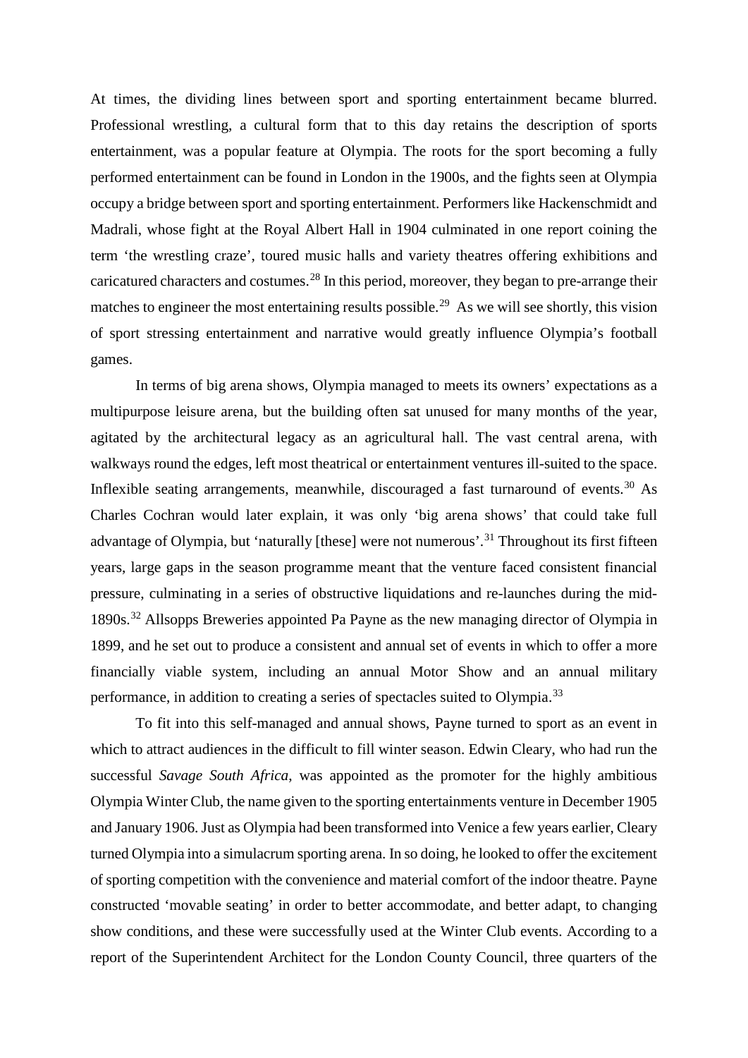At times, the dividing lines between sport and sporting entertainment became blurred. Professional wrestling, a cultural form that to this day retains the description of sports entertainment, was a popular feature at Olympia. The roots for the sport becoming a fully performed entertainment can be found in London in the 1900s, and the fights seen at Olympia occupy a bridge between sport and sporting entertainment. Performers like Hackenschmidt and Madrali, whose fight at the Royal Albert Hall in 1904 culminated in one report coining the term 'the wrestling craze', toured music halls and variety theatres offering exhibitions and caricatured characters and costumes.[28] In this period, moreover, they began to pre-arrange their matches to engineer the most entertaining results possible.[29] As we will see shortly, this vision of sport stressing entertainment and narrative would greatly influence Olympia's football games.

In terms of big arena shows, Olympia managed to meets its owners' expectations as a multipurpose leisure arena, but the building often sat unused for many months of the year, agitated by the architectural legacy as an agricultural hall. The vast central arena, with walkways round the edges, left most theatrical or entertainment ventures ill-suited to the space. Inflexible seating arrangements, meanwhile, discouraged a fast turnaround of events.[30] As Charles Cochran would later explain, it was only 'big arena shows' that could take full advantage of Olympia, but 'naturally [these] were not numerous'.[31] Throughout its first fifteen years, large gaps in the season programme meant that the venture faced consistent financial pressure, culminating in a series of obstructive liquidations and re-launches during the mid-1890s.[32] Allsopps Breweries appointed Pa Payne as the new managing director of Olympia in 1899, and he set out to produce a consistent and annual set of events in which to offer a more financially viable system, including an annual Motor Show and an annual military performance, in addition to creating a series of spectacles suited to Olympia.[33]

To fit into this self-managed and annual shows, Payne turned to sport as an event in which to attract audiences in the difficult to fill winter season. Edwin Cleary, who had run the successful *Savage South Africa*, was appointed as the promoter for the highly ambitious Olympia Winter Club, the name given to the sporting entertainments venture in December 1905 and January 1906. Just as Olympia had been transformed into Venice a few years earlier, Cleary turned Olympia into a simulacrum sporting arena. In so doing, he looked to offer the excitement of sporting competition with the convenience and material comfort of the indoor theatre. Payne constructed 'movable seating' in order to better accommodate, and better adapt, to changing show conditions, and these were successfully used at the Winter Club events. According to a report of the Superintendent Architect for the London County Council, three quarters of the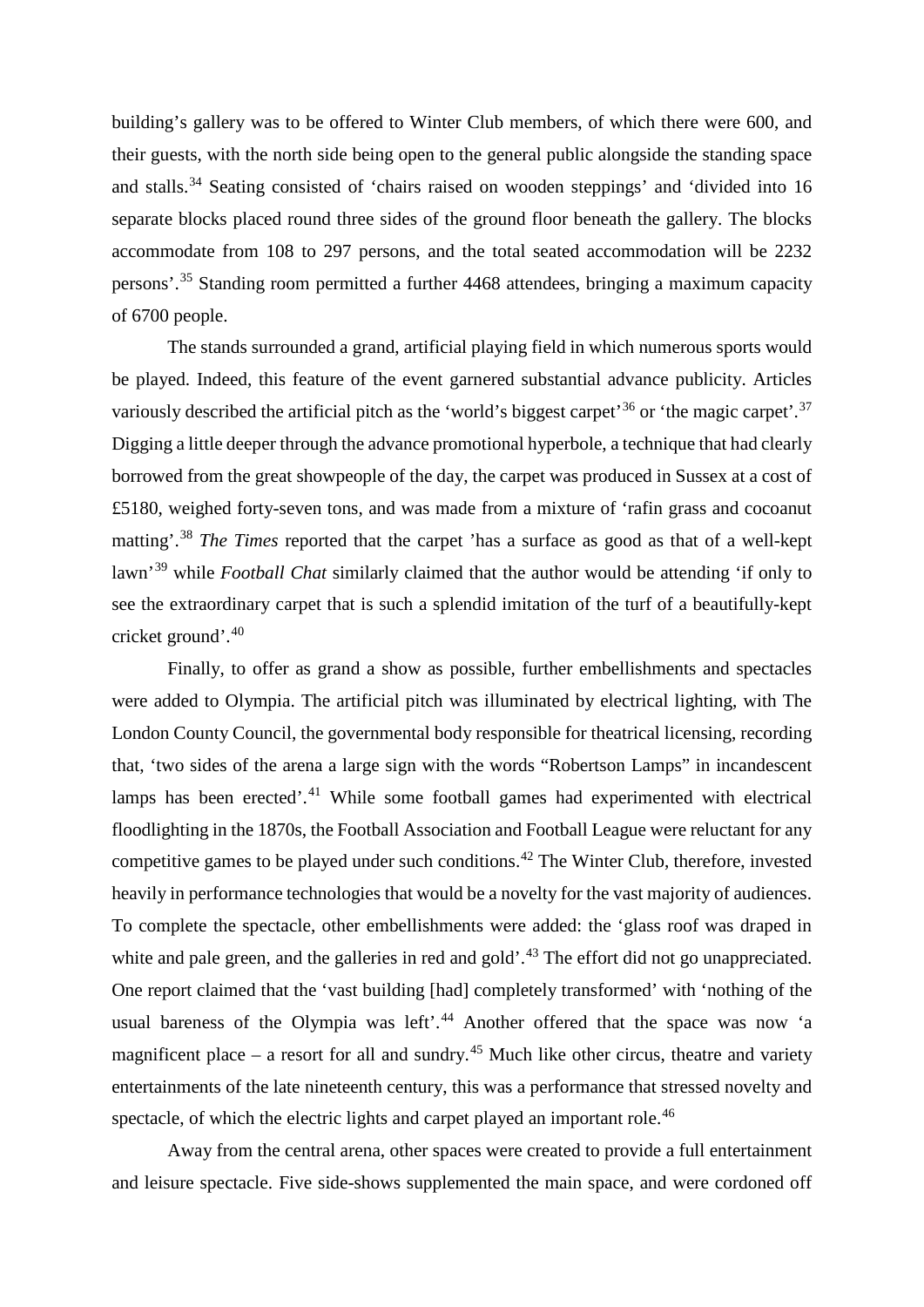building's gallery was to be offered to Winter Club members, of which there were 600, and their guests, with the north side being open to the general public alongside the standing space and stalls.[34] Seating consisted of 'chairs raised on wooden steppings' and 'divided into 16 separate blocks placed round three sides of the ground floor beneath the gallery. The blocks accommodate from 108 to 297 persons, and the total seated accommodation will be 2232 persons'.[35] Standing room permitted a further 4468 attendees, bringing a maximum capacity of 6700 people.

The stands surrounded a grand, artificial playing field in which numerous sports would be played. Indeed, this feature of the event garnered substantial advance publicity. Articles variously described the artificial pitch as the 'world's biggest carpet'[36] or 'the magic carpet'.[37] Digging a little deeper through the advance promotional hyperbole, a technique that had clearly borrowed from the great showpeople of the day, the carpet was produced in Sussex at a cost of £5180, weighed forty-seven tons, and was made from a mixture of 'rafin grass and cocoanut matting'.[38] *The Times* reported that the carpet 'has a surface as good as that of a well-kept lawn'[39] while *Football Chat* similarly claimed that the author would be attending 'if only to see the extraordinary carpet that is such a splendid imitation of the turf of a beautifully-kept cricket ground'.[40]

Finally, to offer as grand a show as possible, further embellishments and spectacles were added to Olympia. The artificial pitch was illuminated by electrical lighting, with The London County Council, the governmental body responsible for theatrical licensing, recording that, 'two sides of the arena a large sign with the words "Robertson Lamps" in incandescent lamps has been erected'.[41] While some football games had experimented with electrical floodlighting in the 1870s, the Football Association and Football League were reluctant for any competitive games to be played under such conditions.[42] The Winter Club, therefore, invested heavily in performance technologies that would be a novelty for the vast majority of audiences. To complete the spectacle, other embellishments were added: the 'glass roof was draped in white and pale green, and the galleries in red and gold'.[43] The effort did not go unappreciated. One report claimed that the 'vast building [had] completely transformed' with 'nothing of the usual bareness of the Olympia was left'.[44] Another offered that the space was now 'a magnificent place – a resort for all and sundry.[45] Much like other circus, theatre and variety entertainments of the late nineteenth century, this was a performance that stressed novelty and spectacle, of which the electric lights and carpet played an important role.[46]

Away from the central arena, other spaces were created to provide a full entertainment and leisure spectacle. Five side-shows supplemented the main space, and were cordoned off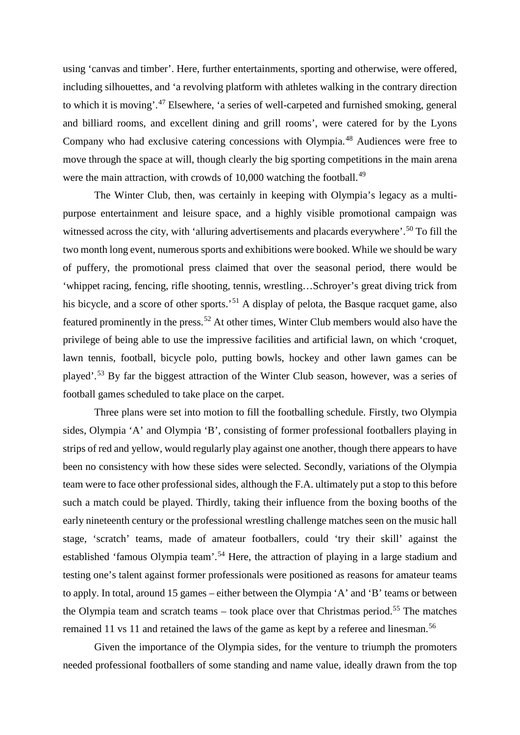using 'canvas and timber'. Here, further entertainments, sporting and otherwise, were offered, including silhouettes, and 'a revolving platform with athletes walking in the contrary direction to which it is moving'.[47] Elsewhere, 'a series of well-carpeted and furnished smoking, general and billiard rooms, and excellent dining and grill rooms', were catered for by the Lyons Company who had exclusive catering concessions with Olympia.[48] Audiences were free to move through the space at will, though clearly the big sporting competitions in the main arena were the main attraction, with crowds of 10,000 watching the football.[49]

The Winter Club, then, was certainly in keeping with Olympia's legacy as a multi-purpose entertainment and leisure space, and a highly visible promotional campaign was witnessed across the city, with 'alluring advertisements and placards everywhere'.[50] To fill the two month long event, numerous sports and exhibitions were booked. While we should be wary of puffery, the promotional press claimed that over the seasonal period, there would be 'whippet racing, fencing, rifle shooting, tennis, wrestling…Schroyer's great diving trick from his bicycle, and a score of other sports.'[51] A display of pelota, the Basque racquet game, also featured prominently in the press.[52] At other times, Winter Club members would also have the privilege of being able to use the impressive facilities and artificial lawn, on which 'croquet, lawn tennis, football, bicycle polo, putting bowls, hockey and other lawn games can be played'.[53] By far the biggest attraction of the Winter Club season, however, was a series of football games scheduled to take place on the carpet.

Three plans were set into motion to fill the footballing schedule. Firstly, two Olympia sides, Olympia 'A' and Olympia 'B', consisting of former professional footballers playing in strips of red and yellow, would regularly play against one another, though there appears to have been no consistency with how these sides were selected. Secondly, variations of the Olympia team were to face other professional sides, although the F.A. ultimately put a stop to this before such a match could be played. Thirdly, taking their influence from the boxing booths of the early nineteenth century or the professional wrestling challenge matches seen on the music hall stage, 'scratch' teams, made of amateur footballers, could 'try their skill' against the established 'famous Olympia team'.[54] Here, the attraction of playing in a large stadium and testing one's talent against former professionals were positioned as reasons for amateur teams to apply. In total, around 15 games – either between the Olympia 'A' and 'B' teams or between the Olympia team and scratch teams – took place over that Christmas period.[55] The matches remained 11 vs 11 and retained the laws of the game as kept by a referee and linesman.[56]

Given the importance of the Olympia sides, for the venture to triumph the promoters needed professional footballers of some standing and name value, ideally drawn from the top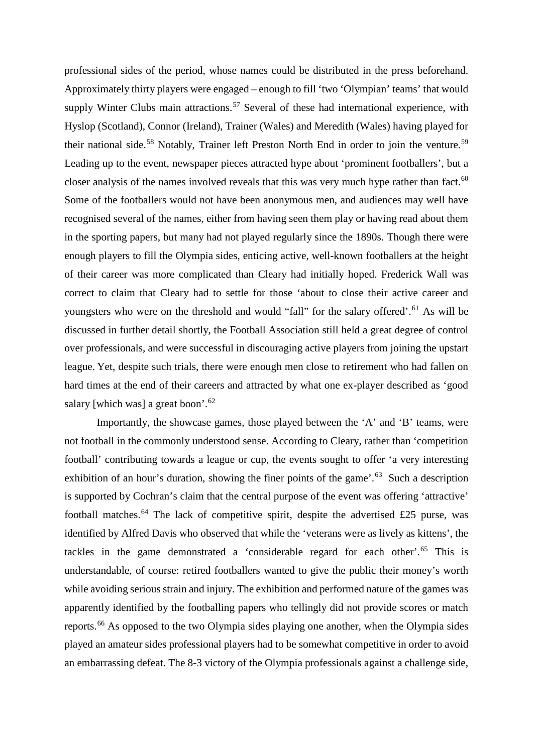professional sides of the period, whose names could be distributed in the press beforehand. Approximately thirty players were engaged – enough to fill 'two 'Olympian' teams' that would supply Winter Clubs main attractions.[57] Several of these had international experience, with Hyslop (Scotland), Connor (Ireland), Trainer (Wales) and Meredith (Wales) having played for their national side.[58] Notably, Trainer left Preston North End in order to join the venture.[59] Leading up to the event, newspaper pieces attracted hype about 'prominent footballers', but a closer analysis of the names involved reveals that this was very much hype rather than fact.[60] Some of the footballers would not have been anonymous men, and audiences may well have recognised several of the names, either from having seen them play or having read about them in the sporting papers, but many had not played regularly since the 1890s. Though there were enough players to fill the Olympia sides, enticing active, well-known footballers at the height of their career was more complicated than Cleary had initially hoped. Frederick Wall was correct to claim that Cleary had to settle for those 'about to close their active career and youngsters who were on the threshold and would "fall" for the salary offered'.[61] As will be discussed in further detail shortly, the Football Association still held a great degree of control over professionals, and were successful in discouraging active players from joining the upstart league. Yet, despite such trials, there were enough men close to retirement who had fallen on hard times at the end of their careers and attracted by what one ex-player described as 'good salary [which was] a great boon'.[62]

Importantly, the showcase games, those played between the 'A' and 'B' teams, were not football in the commonly understood sense. According to Cleary, rather than 'competition football' contributing towards a league or cup, the events sought to offer 'a very interesting exhibition of an hour's duration, showing the finer points of the game'.[63] Such a description is supported by Cochran's claim that the central purpose of the event was offering 'attractive' football matches.[64] The lack of competitive spirit, despite the advertised £25 purse, was identified by Alfred Davis who observed that while the 'veterans were as lively as kittens', the tackles in the game demonstrated a 'considerable regard for each other'.[65] This is understandable, of course: retired footballers wanted to give the public their money's worth while avoiding serious strain and injury. The exhibition and performed nature of the games was apparently identified by the footballing papers who tellingly did not provide scores or match reports.[66] As opposed to the two Olympia sides playing one another, when the Olympia sides played an amateur sides professional players had to be somewhat competitive in order to avoid an embarrassing defeat. The 8-3 victory of the Olympia professionals against a challenge side,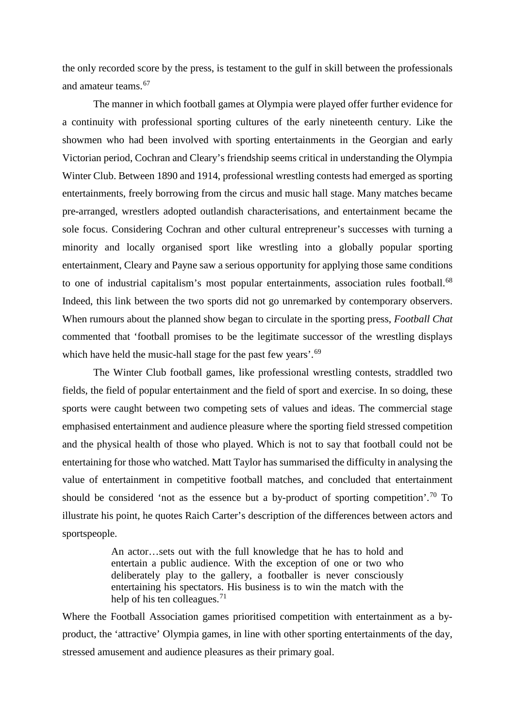the only recorded score by the press, is testament to the gulf in skill between the professionals and amateur teams.[67]

The manner in which football games at Olympia were played offer further evidence for a continuity with professional sporting cultures of the early nineteenth century. Like the showmen who had been involved with sporting entertainments in the Georgian and early Victorian period, Cochran and Cleary's friendship seems critical in understanding the Olympia Winter Club. Between 1890 and 1914, professional wrestling contests had emerged as sporting entertainments, freely borrowing from the circus and music hall stage. Many matches became pre-arranged, wrestlers adopted outlandish characterisations, and entertainment became the sole focus. Considering Cochran and other cultural entrepreneur's successes with turning a minority and locally organised sport like wrestling into a globally popular sporting entertainment, Cleary and Payne saw a serious opportunity for applying those same conditions to one of industrial capitalism's most popular entertainments, association rules football.[68] Indeed, this link between the two sports did not go unremarked by contemporary observers. When rumours about the planned show began to circulate in the sporting press, *Football Chat* commented that 'football promises to be the legitimate successor of the wrestling displays which have held the music-hall stage for the past few years'.[69]

The Winter Club football games, like professional wrestling contests, straddled two fields, the field of popular entertainment and the field of sport and exercise. In so doing, these sports were caught between two competing sets of values and ideas. The commercial stage emphasised entertainment and audience pleasure where the sporting field stressed competition and the physical health of those who played. Which is not to say that football could not be entertaining for those who watched. Matt Taylor has summarised the difficulty in analysing the value of entertainment in competitive football matches, and concluded that entertainment should be considered 'not as the essence but a by-product of sporting competition'.[70] To illustrate his point, he quotes Raich Carter's description of the differences between actors and sportspeople.

> An actor…sets out with the full knowledge that he has to hold and entertain a public audience. With the exception of one or two who deliberately play to the gallery, a footballer is never consciously entertaining his spectators. His business is to win the match with the help of his ten colleagues.[71]

Where the Football Association games prioritised competition with entertainment as a by-product, the 'attractive' Olympia games, in line with other sporting entertainments of the day, stressed amusement and audience pleasures as their primary goal.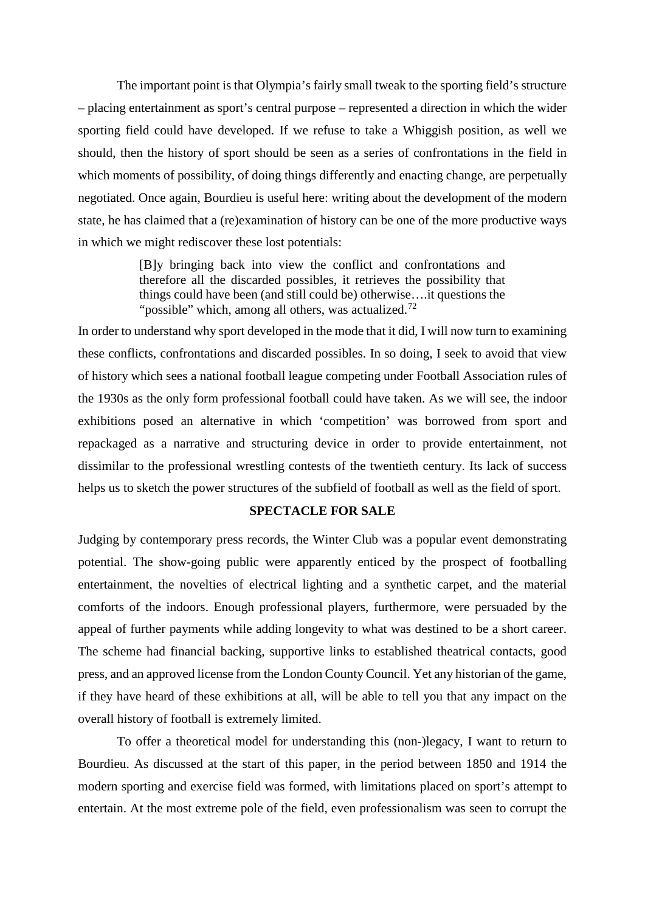The important point is that Olympia's fairly small tweak to the sporting field's structure – placing entertainment as sport's central purpose – represented a direction in which the wider sporting field could have developed. If we refuse to take a Whiggish position, as well we should, then the history of sport should be seen as a series of confrontations in the field in which moments of possibility, of doing things differently and enacting change, are perpetually negotiated. Once again, Bourdieu is useful here: writing about the development of the modern state, he has claimed that a (re)examination of history can be one of the more productive ways in which we might rediscover these lost potentials:

> [B]y bringing back into view the conflict and confrontations and therefore all the discarded possibles, it retrieves the possibility that things could have been (and still could be) otherwise….it questions the "possible" which, among all others, was actualized.[72]

In order to understand why sport developed in the mode that it did, I will now turn to examining these conflicts, confrontations and discarded possibles. In so doing, I seek to avoid that view of history which sees a national football league competing under Football Association rules of the 1930s as the only form professional football could have taken. As we will see, the indoor exhibitions posed an alternative in which 'competition' was borrowed from sport and repackaged as a narrative and structuring device in order to provide entertainment, not dissimilar to the professional wrestling contests of the twentieth century. Its lack of success helps us to sketch the power structures of the subfield of football as well as the field of sport.

## SPECTACLE FOR SALE

Judging by contemporary press records, the Winter Club was a popular event demonstrating potential. The show-going public were apparently enticed by the prospect of footballing entertainment, the novelties of electrical lighting and a synthetic carpet, and the material comforts of the indoors. Enough professional players, furthermore, were persuaded by the appeal of further payments while adding longevity to what was destined to be a short career. The scheme had financial backing, supportive links to established theatrical contacts, good press, and an approved license from the London County Council. Yet any historian of the game, if they have heard of these exhibitions at all, will be able to tell you that any impact on the overall history of football is extremely limited.

To offer a theoretical model for understanding this (non-)legacy, I want to return to Bourdieu. As discussed at the start of this paper, in the period between 1850 and 1914 the modern sporting and exercise field was formed, with limitations placed on sport's attempt to entertain. At the most extreme pole of the field, even professionalism was seen to corrupt the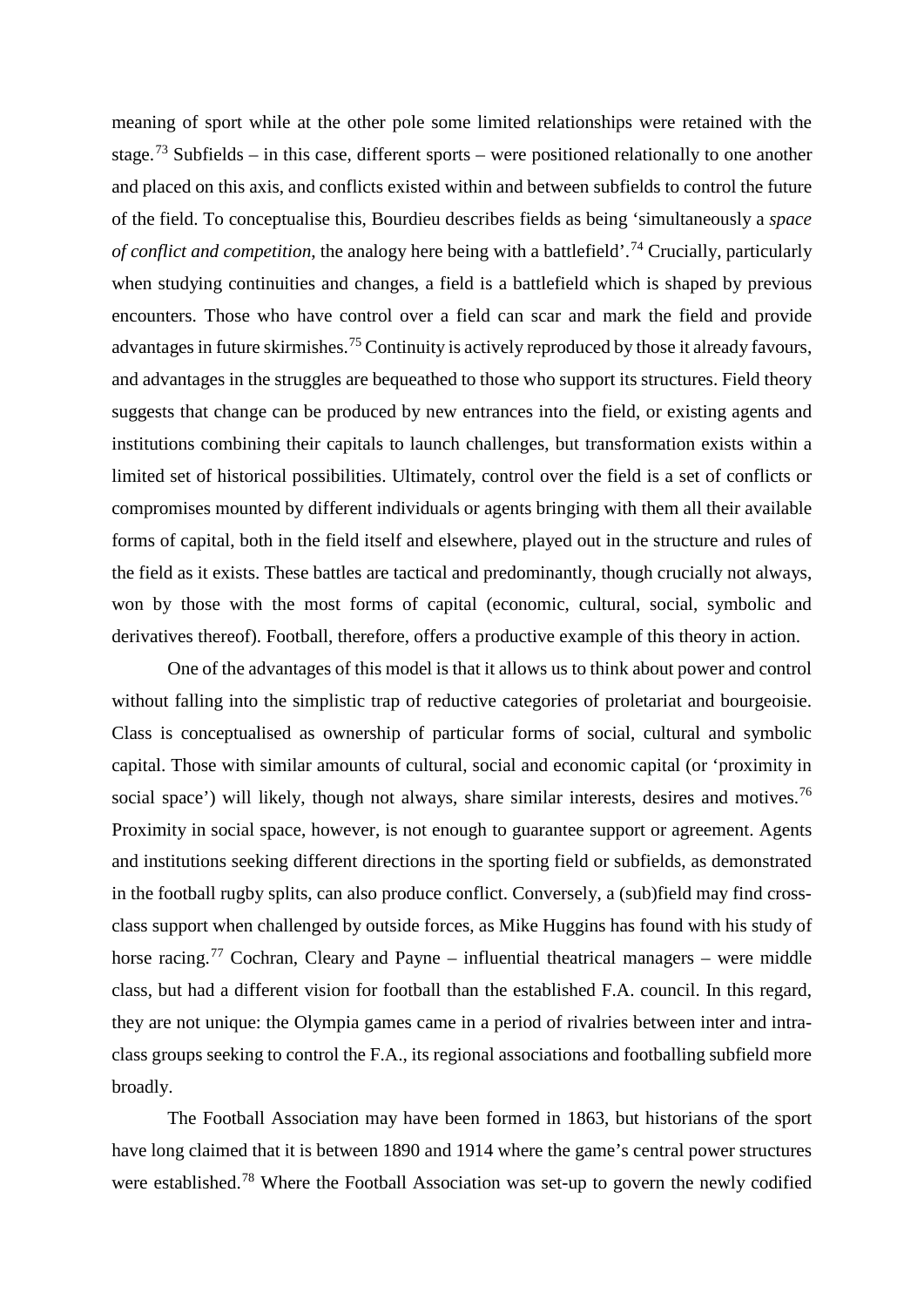meaning of sport while at the other pole some limited relationships were retained with the stage.[73] Subfields – in this case, different sports – were positioned relationally to one another and placed on this axis, and conflicts existed within and between subfields to control the future of the field. To conceptualise this, Bourdieu describes fields as being 'simultaneously a *space of conflict and competition*, the analogy here being with a battlefield'.[74] Crucially, particularly when studying continuities and changes, a field is a battlefield which is shaped by previous encounters. Those who have control over a field can scar and mark the field and provide advantages in future skirmishes.[75] Continuity is actively reproduced by those it already favours, and advantages in the struggles are bequeathed to those who support its structures. Field theory suggests that change can be produced by new entrances into the field, or existing agents and institutions combining their capitals to launch challenges, but transformation exists within a limited set of historical possibilities. Ultimately, control over the field is a set of conflicts or compromises mounted by different individuals or agents bringing with them all their available forms of capital, both in the field itself and elsewhere, played out in the structure and rules of the field as it exists. These battles are tactical and predominantly, though crucially not always, won by those with the most forms of capital (economic, cultural, social, symbolic and derivatives thereof). Football, therefore, offers a productive example of this theory in action.

One of the advantages of this model is that it allows us to think about power and control without falling into the simplistic trap of reductive categories of proletariat and bourgeoisie. Class is conceptualised as ownership of particular forms of social, cultural and symbolic capital. Those with similar amounts of cultural, social and economic capital (or 'proximity in social space') will likely, though not always, share similar interests, desires and motives.[76] Proximity in social space, however, is not enough to guarantee support or agreement. Agents and institutions seeking different directions in the sporting field or subfields, as demonstrated in the football rugby splits, can also produce conflict. Conversely, a (sub)field may find cross-class support when challenged by outside forces, as Mike Huggins has found with his study of horse racing.[77] Cochran, Cleary and Payne – influential theatrical managers – were middle class, but had a different vision for football than the established F.A. council. In this regard, they are not unique: the Olympia games came in a period of rivalries between inter and intra-class groups seeking to control the F.A., its regional associations and footballing subfield more broadly.

The Football Association may have been formed in 1863, but historians of the sport have long claimed that it is between 1890 and 1914 where the game's central power structures were established.[78] Where the Football Association was set-up to govern the newly codified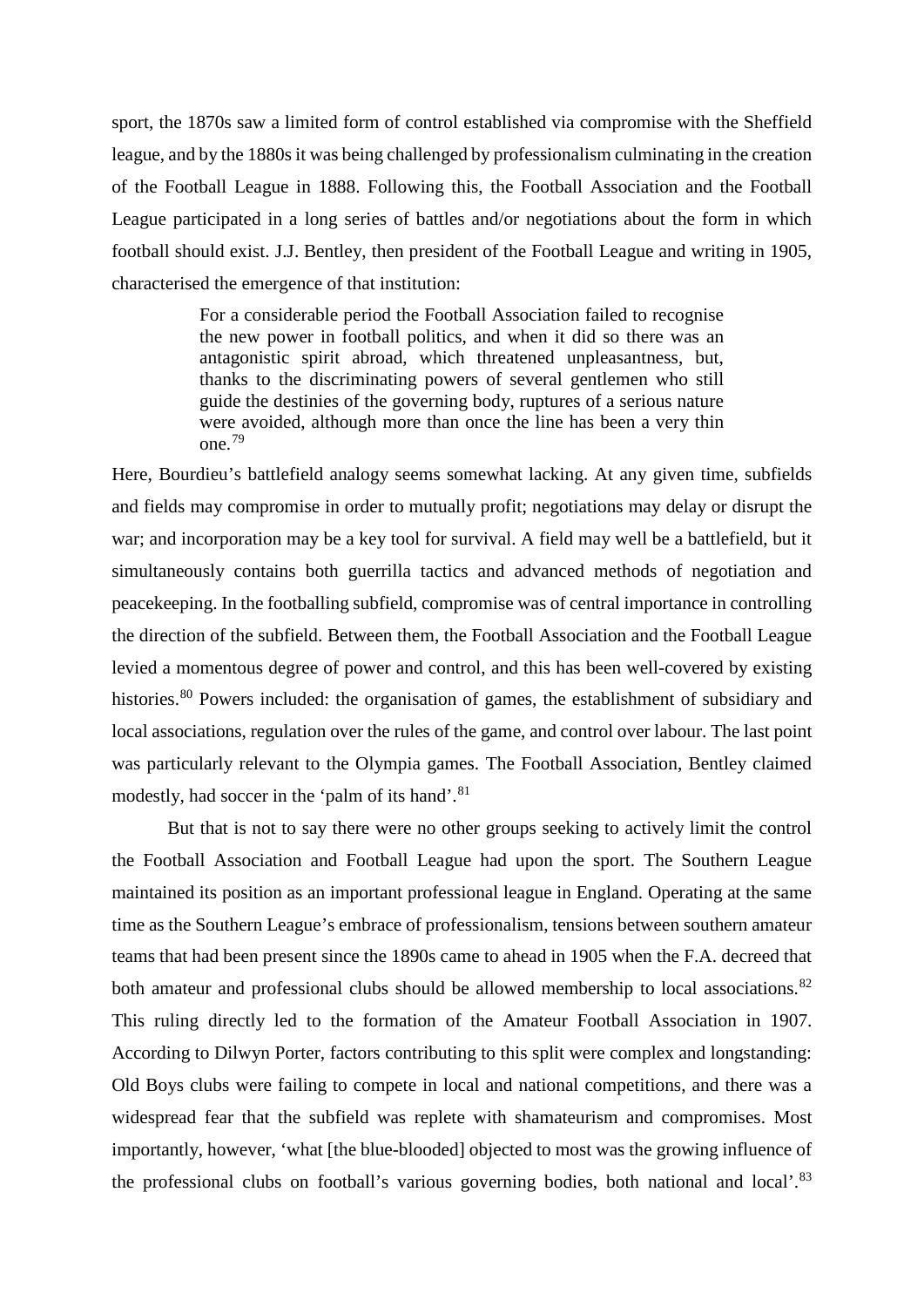sport, the 1870s saw a limited form of control established via compromise with the Sheffield league, and by the 1880s it was being challenged by professionalism culminating in the creation of the Football League in 1888. Following this, the Football Association and the Football League participated in a long series of battles and/or negotiations about the form in which football should exist. J.J. Bentley, then president of the Football League and writing in 1905, characterised the emergence of that institution:

> For a considerable period the Football Association failed to recognise the new power in football politics, and when it did so there was an antagonistic spirit abroad, which threatened unpleasantness, but, thanks to the discriminating powers of several gentlemen who still guide the destinies of the governing body, ruptures of a serious nature were avoided, although more than once the line has been a very thin one.[79]

Here, Bourdieu's battlefield analogy seems somewhat lacking. At any given time, subfields and fields may compromise in order to mutually profit; negotiations may delay or disrupt the war; and incorporation may be a key tool for survival. A field may well be a battlefield, but it simultaneously contains both guerrilla tactics and advanced methods of negotiation and peacekeeping. In the footballing subfield, compromise was of central importance in controlling the direction of the subfield. Between them, the Football Association and the Football League levied a momentous degree of power and control, and this has been well-covered by existing histories.[80] Powers included: the organisation of games, the establishment of subsidiary and local associations, regulation over the rules of the game, and control over labour. The last point was particularly relevant to the Olympia games. The Football Association, Bentley claimed modestly, had soccer in the 'palm of its hand'.[81]

But that is not to say there were no other groups seeking to actively limit the control the Football Association and Football League had upon the sport. The Southern League maintained its position as an important professional league in England. Operating at the same time as the Southern League's embrace of professionalism, tensions between southern amateur teams that had been present since the 1890s came to ahead in 1905 when the F.A. decreed that both amateur and professional clubs should be allowed membership to local associations.[82] This ruling directly led to the formation of the Amateur Football Association in 1907. According to Dilwyn Porter, factors contributing to this split were complex and longstanding: Old Boys clubs were failing to compete in local and national competitions, and there was a widespread fear that the subfield was replete with shamateurism and compromises. Most importantly, however, 'what [the blue-blooded] objected to most was the growing influence of the professional clubs on football's various governing bodies, both national and local'.[83]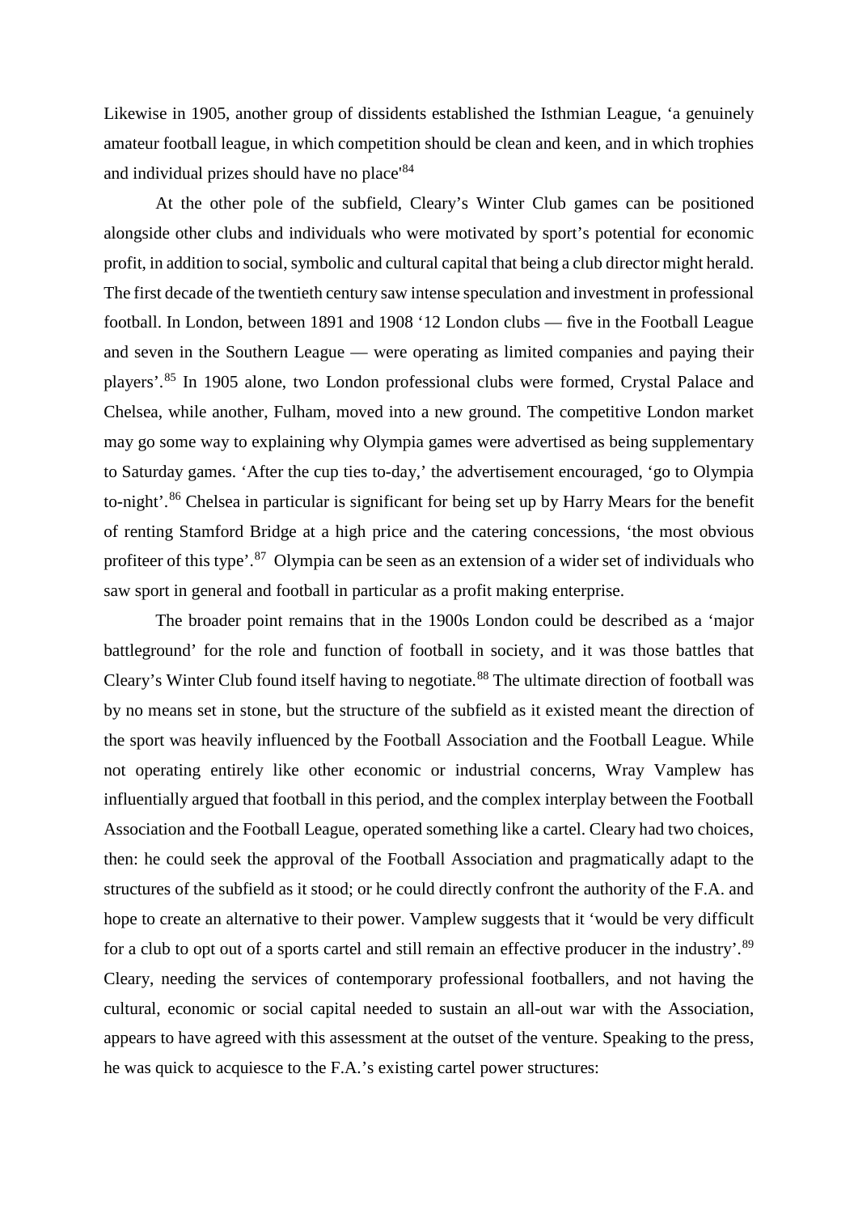Likewise in 1905, another group of dissidents established the Isthmian League, 'a genuinely amateur football league, in which competition should be clean and keen, and in which trophies and individual prizes should have no place'[84]

At the other pole of the subfield, Cleary's Winter Club games can be positioned alongside other clubs and individuals who were motivated by sport's potential for economic profit, in addition to social, symbolic and cultural capital that being a club director might herald. The first decade of the twentieth century saw intense speculation and investment in professional football. In London, between 1891 and 1908 '12 London clubs — five in the Football League and seven in the Southern League — were operating as limited companies and paying their players'.[85] In 1905 alone, two London professional clubs were formed, Crystal Palace and Chelsea, while another, Fulham, moved into a new ground. The competitive London market may go some way to explaining why Olympia games were advertised as being supplementary to Saturday games. 'After the cup ties to-day,' the advertisement encouraged, 'go to Olympia to-night'.[86] Chelsea in particular is significant for being set up by Harry Mears for the benefit of renting Stamford Bridge at a high price and the catering concessions, 'the most obvious profiteer of this type'.[87] Olympia can be seen as an extension of a wider set of individuals who saw sport in general and football in particular as a profit making enterprise.

The broader point remains that in the 1900s London could be described as a 'major battleground' for the role and function of football in society, and it was those battles that Cleary's Winter Club found itself having to negotiate.[88] The ultimate direction of football was by no means set in stone, but the structure of the subfield as it existed meant the direction of the sport was heavily influenced by the Football Association and the Football League. While not operating entirely like other economic or industrial concerns, Wray Vamplew has influentially argued that football in this period, and the complex interplay between the Football Association and the Football League, operated something like a cartel. Cleary had two choices, then: he could seek the approval of the Football Association and pragmatically adapt to the structures of the subfield as it stood; or he could directly confront the authority of the F.A. and hope to create an alternative to their power. Vamplew suggests that it 'would be very difficult for a club to opt out of a sports cartel and still remain an effective producer in the industry'.[89] Cleary, needing the services of contemporary professional footballers, and not having the cultural, economic or social capital needed to sustain an all-out war with the Association, appears to have agreed with this assessment at the outset of the venture. Speaking to the press, he was quick to acquiesce to the F.A.'s existing cartel power structures: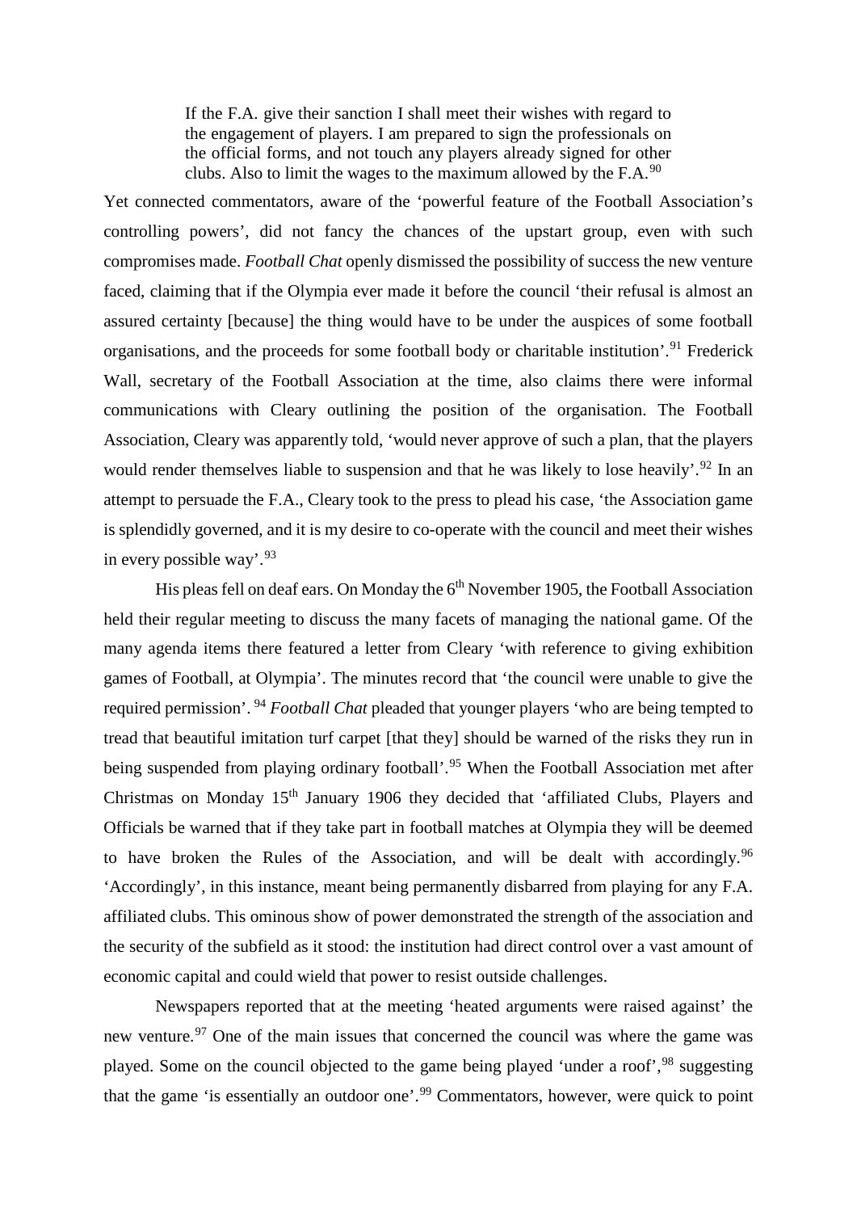> If the F.A. give their sanction I shall meet their wishes with regard to the engagement of players. I am prepared to sign the professionals on the official forms, and not touch any players already signed for other clubs. Also to limit the wages to the maximum allowed by the F.A.[90]

Yet connected commentators, aware of the 'powerful feature of the Football Association's controlling powers', did not fancy the chances of the upstart group, even with such compromises made. *Football Chat* openly dismissed the possibility of success the new venture faced, claiming that if the Olympia ever made it before the council 'their refusal is almost an assured certainty [because] the thing would have to be under the auspices of some football organisations, and the proceeds for some football body or charitable institution'.[91] Frederick Wall, secretary of the Football Association at the time, also claims there were informal communications with Cleary outlining the position of the organisation. The Football Association, Cleary was apparently told, 'would never approve of such a plan, that the players would render themselves liable to suspension and that he was likely to lose heavily'.[92] In an attempt to persuade the F.A., Cleary took to the press to plead his case, 'the Association game is splendidly governed, and it is my desire to co-operate with the council and meet their wishes in every possible way'.[93]

His pleas fell on deaf ears. On Monday the 6th November 1905, the Football Association held their regular meeting to discuss the many facets of managing the national game. Of the many agenda items there featured a letter from Cleary 'with reference to giving exhibition games of Football, at Olympia'. The minutes record that 'the council were unable to give the required permission'.[94] *Football Chat* pleaded that younger players 'who are being tempted to tread that beautiful imitation turf carpet [that they] should be warned of the risks they run in being suspended from playing ordinary football'.[95] When the Football Association met after Christmas on Monday 15th January 1906 they decided that 'affiliated Clubs, Players and Officials be warned that if they take part in football matches at Olympia they will be deemed to have broken the Rules of the Association, and will be dealt with accordingly.[96] 'Accordingly', in this instance, meant being permanently disbarred from playing for any F.A. affiliated clubs. This ominous show of power demonstrated the strength of the association and the security of the subfield as it stood: the institution had direct control over a vast amount of economic capital and could wield that power to resist outside challenges.

Newspapers reported that at the meeting 'heated arguments were raised against' the new venture.[97] One of the main issues that concerned the council was where the game was played. Some on the council objected to the game being played 'under a roof',[98] suggesting that the game 'is essentially an outdoor one'.[99] Commentators, however, were quick to point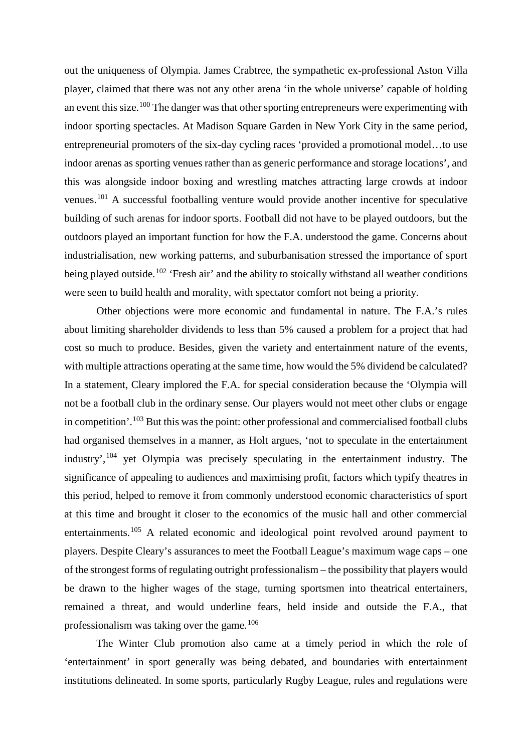out the uniqueness of Olympia. James Crabtree, the sympathetic ex-professional Aston Villa player, claimed that there was not any other arena 'in the whole universe' capable of holding an event this size.[100] The danger was that other sporting entrepreneurs were experimenting with indoor sporting spectacles. At Madison Square Garden in New York City in the same period, entrepreneurial promoters of the six-day cycling races 'provided a promotional model…to use indoor arenas as sporting venues rather than as generic performance and storage locations', and this was alongside indoor boxing and wrestling matches attracting large crowds at indoor venues.[101] A successful footballing venture would provide another incentive for speculative building of such arenas for indoor sports. Football did not have to be played outdoors, but the outdoors played an important function for how the F.A. understood the game. Concerns about industrialisation, new working patterns, and suburbanisation stressed the importance of sport being played outside.[102] 'Fresh air' and the ability to stoically withstand all weather conditions were seen to build health and morality, with spectator comfort not being a priority.

Other objections were more economic and fundamental in nature. The F.A.'s rules about limiting shareholder dividends to less than 5% caused a problem for a project that had cost so much to produce. Besides, given the variety and entertainment nature of the events, with multiple attractions operating at the same time, how would the 5% dividend be calculated? In a statement, Cleary implored the F.A. for special consideration because the 'Olympia will not be a football club in the ordinary sense. Our players would not meet other clubs or engage in competition'.[103] But this was the point: other professional and commercialised football clubs had organised themselves in a manner, as Holt argues, 'not to speculate in the entertainment industry',[104] yet Olympia was precisely speculating in the entertainment industry. The significance of appealing to audiences and maximising profit, factors which typify theatres in this period, helped to remove it from commonly understood economic characteristics of sport at this time and brought it closer to the economics of the music hall and other commercial entertainments.[105] A related economic and ideological point revolved around payment to players. Despite Cleary's assurances to meet the Football League's maximum wage caps – one of the strongest forms of regulating outright professionalism – the possibility that players would be drawn to the higher wages of the stage, turning sportsmen into theatrical entertainers, remained a threat, and would underline fears, held inside and outside the F.A., that professionalism was taking over the game.[106]

The Winter Club promotion also came at a timely period in which the role of 'entertainment' in sport generally was being debated, and boundaries with entertainment institutions delineated. In some sports, particularly Rugby League, rules and regulations were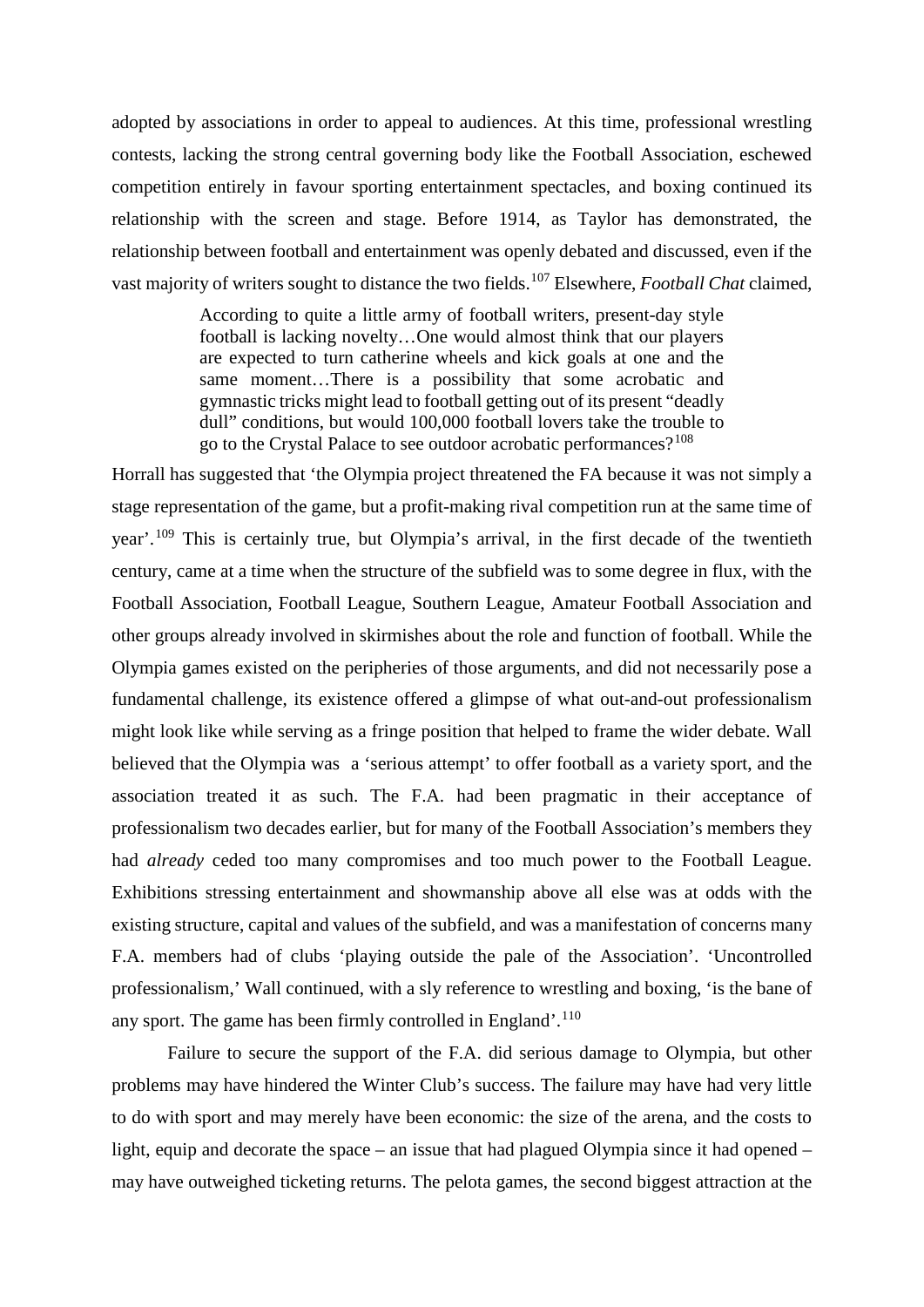adopted by associations in order to appeal to audiences. At this time, professional wrestling contests, lacking the strong central governing body like the Football Association, eschewed competition entirely in favour sporting entertainment spectacles, and boxing continued its relationship with the screen and stage. Before 1914, as Taylor has demonstrated, the relationship between football and entertainment was openly debated and discussed, even if the vast majority of writers sought to distance the two fields.[107] Elsewhere, *Football Chat* claimed,

> According to quite a little army of football writers, present-day style football is lacking novelty…One would almost think that our players are expected to turn catherine wheels and kick goals at one and the same moment…There is a possibility that some acrobatic and gymnastic tricks might lead to football getting out of its present "deadly dull" conditions, but would 100,000 football lovers take the trouble to go to the Crystal Palace to see outdoor acrobatic performances?[108]

Horrall has suggested that 'the Olympia project threatened the FA because it was not simply a stage representation of the game, but a profit-making rival competition run at the same time of year'.[109] This is certainly true, but Olympia's arrival, in the first decade of the twentieth century, came at a time when the structure of the subfield was to some degree in flux, with the Football Association, Football League, Southern League, Amateur Football Association and other groups already involved in skirmishes about the role and function of football. While the Olympia games existed on the peripheries of those arguments, and did not necessarily pose a fundamental challenge, its existence offered a glimpse of what out-and-out professionalism might look like while serving as a fringe position that helped to frame the wider debate. Wall believed that the Olympia was a 'serious attempt' to offer football as a variety sport, and the association treated it as such. The F.A. had been pragmatic in their acceptance of professionalism two decades earlier, but for many of the Football Association's members they had *already* ceded too many compromises and too much power to the Football League. Exhibitions stressing entertainment and showmanship above all else was at odds with the existing structure, capital and values of the subfield, and was a manifestation of concerns many F.A. members had of clubs 'playing outside the pale of the Association'. 'Uncontrolled professionalism,' Wall continued, with a sly reference to wrestling and boxing, 'is the bane of any sport. The game has been firmly controlled in England'.[110]

Failure to secure the support of the F.A. did serious damage to Olympia, but other problems may have hindered the Winter Club's success. The failure may have had very little to do with sport and may merely have been economic: the size of the arena, and the costs to light, equip and decorate the space – an issue that had plagued Olympia since it had opened – may have outweighed ticketing returns. The pelota games, the second biggest attraction at the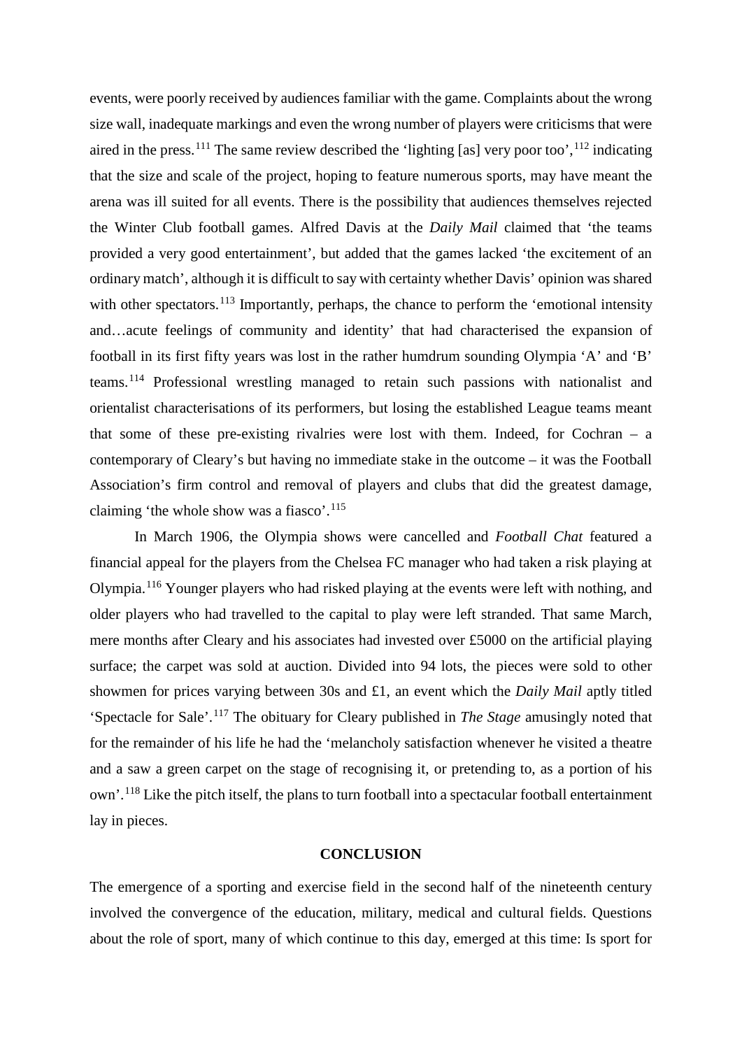events, were poorly received by audiences familiar with the game. Complaints about the wrong size wall, inadequate markings and even the wrong number of players were criticisms that were aired in the press.[111] The same review described the 'lighting [as] very poor too',[112] indicating that the size and scale of the project, hoping to feature numerous sports, may have meant the arena was ill suited for all events. There is the possibility that audiences themselves rejected the Winter Club football games. Alfred Davis at the *Daily Mail* claimed that 'the teams provided a very good entertainment', but added that the games lacked 'the excitement of an ordinary match', although it is difficult to say with certainty whether Davis' opinion was shared with other spectators.[113] Importantly, perhaps, the chance to perform the 'emotional intensity and…acute feelings of community and identity' that had characterised the expansion of football in its first fifty years was lost in the rather humdrum sounding Olympia 'A' and 'B' teams.[114] Professional wrestling managed to retain such passions with nationalist and orientalist characterisations of its performers, but losing the established League teams meant that some of these pre-existing rivalries were lost with them. Indeed, for Cochran – a contemporary of Cleary's but having no immediate stake in the outcome – it was the Football Association's firm control and removal of players and clubs that did the greatest damage, claiming 'the whole show was a fiasco'.[115]

In March 1906, the Olympia shows were cancelled and *Football Chat* featured a financial appeal for the players from the Chelsea FC manager who had taken a risk playing at Olympia.[116] Younger players who had risked playing at the events were left with nothing, and older players who had travelled to the capital to play were left stranded. That same March, mere months after Cleary and his associates had invested over £5000 on the artificial playing surface; the carpet was sold at auction. Divided into 94 lots, the pieces were sold to other showmen for prices varying between 30s and £1, an event which the *Daily Mail* aptly titled 'Spectacle for Sale'.[117] The obituary for Cleary published in *The Stage* amusingly noted that for the remainder of his life he had the 'melancholy satisfaction whenever he visited a theatre and a saw a green carpet on the stage of recognising it, or pretending to, as a portion of his own'.[118] Like the pitch itself, the plans to turn football into a spectacular football entertainment lay in pieces.

## CONCLUSION

The emergence of a sporting and exercise field in the second half of the nineteenth century involved the convergence of the education, military, medical and cultural fields. Questions about the role of sport, many of which continue to this day, emerged at this time: Is sport for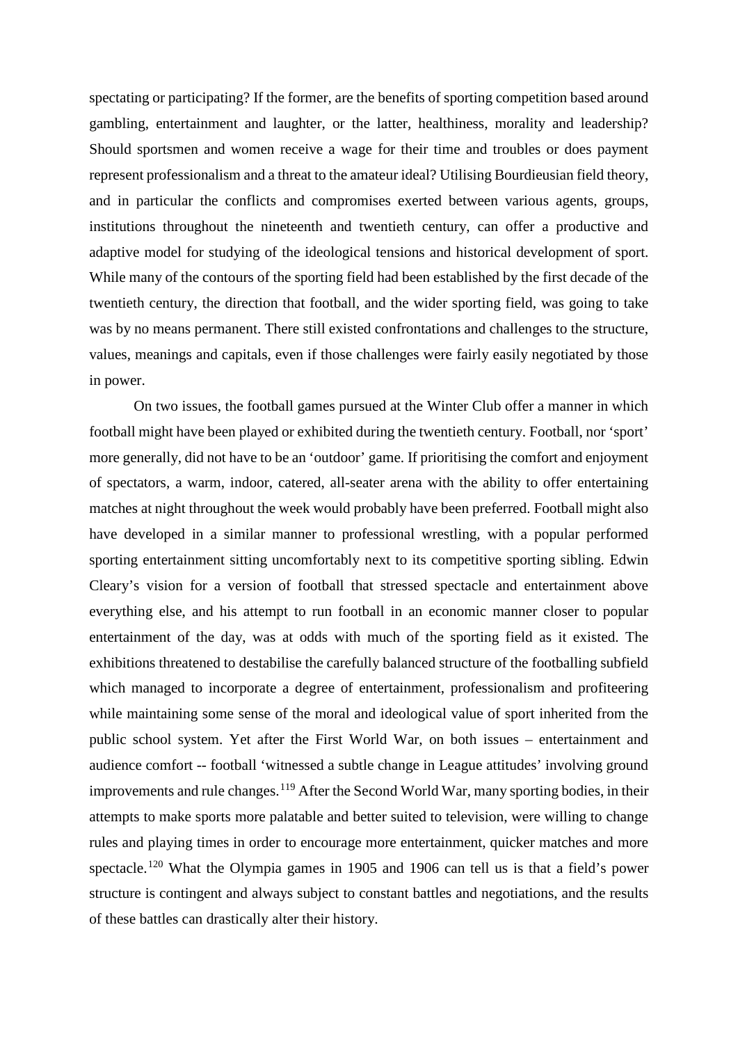spectating or participating? If the former, are the benefits of sporting competition based around gambling, entertainment and laughter, or the latter, healthiness, morality and leadership? Should sportsmen and women receive a wage for their time and troubles or does payment represent professionalism and a threat to the amateur ideal? Utilising Bourdieusian field theory, and in particular the conflicts and compromises exerted between various agents, groups, institutions throughout the nineteenth and twentieth century, can offer a productive and adaptive model for studying of the ideological tensions and historical development of sport. While many of the contours of the sporting field had been established by the first decade of the twentieth century, the direction that football, and the wider sporting field, was going to take was by no means permanent. There still existed confrontations and challenges to the structure, values, meanings and capitals, even if those challenges were fairly easily negotiated by those in power.

On two issues, the football games pursued at the Winter Club offer a manner in which football might have been played or exhibited during the twentieth century. Football, nor 'sport' more generally, did not have to be an 'outdoor' game. If prioritising the comfort and enjoyment of spectators, a warm, indoor, catered, all-seater arena with the ability to offer entertaining matches at night throughout the week would probably have been preferred. Football might also have developed in a similar manner to professional wrestling, with a popular performed sporting entertainment sitting uncomfortably next to its competitive sporting sibling. Edwin Cleary's vision for a version of football that stressed spectacle and entertainment above everything else, and his attempt to run football in an economic manner closer to popular entertainment of the day, was at odds with much of the sporting field as it existed. The exhibitions threatened to destabilise the carefully balanced structure of the footballing subfield which managed to incorporate a degree of entertainment, professionalism and profiteering while maintaining some sense of the moral and ideological value of sport inherited from the public school system. Yet after the First World War, on both issues – entertainment and audience comfort -- football 'witnessed a subtle change in League attitudes' involving ground improvements and rule changes.[119] After the Second World War, many sporting bodies, in their attempts to make sports more palatable and better suited to television, were willing to change rules and playing times in order to encourage more entertainment, quicker matches and more spectacle.[120] What the Olympia games in 1905 and 1906 can tell us is that a field's power structure is contingent and always subject to constant battles and negotiations, and the results of these battles can drastically alter their history.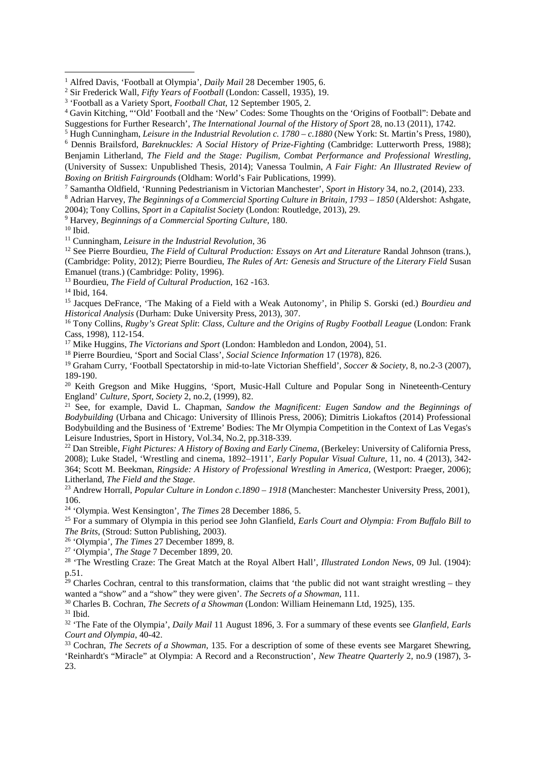[1] Alfred Davis, 'Football at Olympia', *Daily Mail* 28 December 1905, 6.

[2] Sir Frederick Wall, *Fifty Years of Football* (London: Cassell, 1935), 19.

[3] 'Football as a Variety Sport, *Football Chat*, 12 September 1905, 2.

[4] Gavin Kitching, "'Old' Football and the 'New' Codes: Some Thoughts on the 'Origins of Football": Debate and Suggestions for Further Research', *The International Journal of the History of Sport* 28, no.13 (2011), 1742.

[5] Hugh Cunningham, *Leisure in the Industrial Revolution c. 1780 – c.1880* (New York: St. Martin's Press, 1980),

[6] Dennis Brailsford, *Bareknuckles: A Social History of Prize-Fighting* (Cambridge: Lutterworth Press, 1988); Benjamin Litherland, *The Field and the Stage: Pugilism, Combat Performance and Professional Wrestling*, (University of Sussex: Unpublished Thesis, 2014); Vanessa Toulmin, *A Fair Fight: An Illustrated Review of Boxing on British Fairgrounds* (Oldham: World's Fair Publications, 1999).

[7] Samantha Oldfield, 'Running Pedestrianism in Victorian Manchester', *Sport in History* 34, no.2, (2014), 233.

[8] Adrian Harvey, *The Beginnings of a Commercial Sporting Culture in Britain, 1793 – 1850* (Aldershot: Ashgate, 2004); Tony Collins, *Sport in a Capitalist Society* (London: Routledge, 2013), 29.

[9] Harvey, *Beginnings of a Commercial Sporting Culture*, 180.

[10] Ibid.

[11] Cunningham, *Leisure in the Industrial Revolution*, 36

[12] See Pierre Bourdieu, *The Field of Cultural Production: Essays on Art and Literature* Randal Johnson (trans.), (Cambridge: Polity, 2012); Pierre Bourdieu, *The Rules of Art: Genesis and Structure of the Literary Field* Susan Emanuel (trans.) (Cambridge: Polity, 1996).

[13] Bourdieu, *The Field of Cultural Production*, 162 -163.

[14] Ibid, 164.

[15] Jacques DeFrance, 'The Making of a Field with a Weak Autonomy', in Philip S. Gorski (ed.) *Bourdieu and Historical Analysis* (Durham: Duke University Press, 2013), 307.

[16] Tony Collins, *Rugby's Great Split*: *Class, Culture and the Origins of Rugby Football League* (London: Frank Cass, 1998), 112-154.

[17] Mike Huggins, *The Victorians and Sport* (London: Hambledon and London, 2004), 51.

[18] Pierre Bourdieu, 'Sport and Social Class', *Social Science Information* 17 (1978), 826.

[19] Graham Curry, 'Football Spectatorship in mid-to-late Victorian Sheffield', *Soccer & Society*, 8, no.2-3 (2007), 189-190.

[20] Keith Gregson and Mike Huggins, 'Sport, Music-Hall Culture and Popular Song in Nineteenth-Century England' *Culture, Sport, Society* 2, no.2, (1999), 82.

[21] See, for example, David L. Chapman, *Sandow the Magnificent: Eugen Sandow and the Beginnings of Bodybuilding* (Urbana and Chicago: University of Illinois Press, 2006); Dimitris Liokaftos (2014) Professional Bodybuilding and the Business of 'Extreme' Bodies: The Mr Olympia Competition in the Context of Las Vegas's Leisure Industries, Sport in History, Vol.34, No.2, pp.318-339.

[22] Dan Streible, *Fight Pictures: A History of Boxing and Early Cinema*, (Berkeley: University of California Press, 2008); Luke Stadel, 'Wrestling and cinema, 1892–1911', *Early Popular Visual Culture*, 11, no. 4 (2013), 342-364; Scott M. Beekman, *Ringside: A History of Professional Wrestling in America*, (Westport: Praeger, 2006); Litherland, *The Field and the Stage*.

[23] Andrew Horrall, *Popular Culture in London c.1890 – 1918* (Manchester: Manchester University Press, 2001), 106.

[24] 'Olympia. West Kensington', *The Times* 28 December 1886, 5.

[25] For a summary of Olympia in this period see John Glanfield, *Earls Court and Olympia: From Buffalo Bill to The Brits*, (Stroud: Sutton Publishing, 2003).

[26] 'Olympia', *The Times* 27 December 1899, 8.

[27] 'Olympia', *The Stage* 7 December 1899, 20.

[28] 'The Wrestling Craze: The Great Match at the Royal Albert Hall', *Illustrated London News*, 09 Jul. (1904): p.51.

[29] Charles Cochran, central to this transformation, claims that 'the public did not want straight wrestling – they wanted a "show" and a "show" they were given'. *The Secrets of a Showman*, 111.

[30] Charles B. Cochran, *The Secrets of a Showman* (London: William Heinemann Ltd, 1925), 135.

[31] Ibid.

[32] 'The Fate of the Olympia', *Daily Mail* 11 August 1896, 3. For a summary of these events see *Glanfield*, *Earls Court and Olympia*, 40-42.

[33] Cochran, *The Secrets of a Showman*, 135. For a description of some of these events see Margaret Shewring, 'Reinhardt's "Miracle" at Olympia: A Record and a Reconstruction', *New Theatre Quarterly* 2, no.9 (1987), 3-23.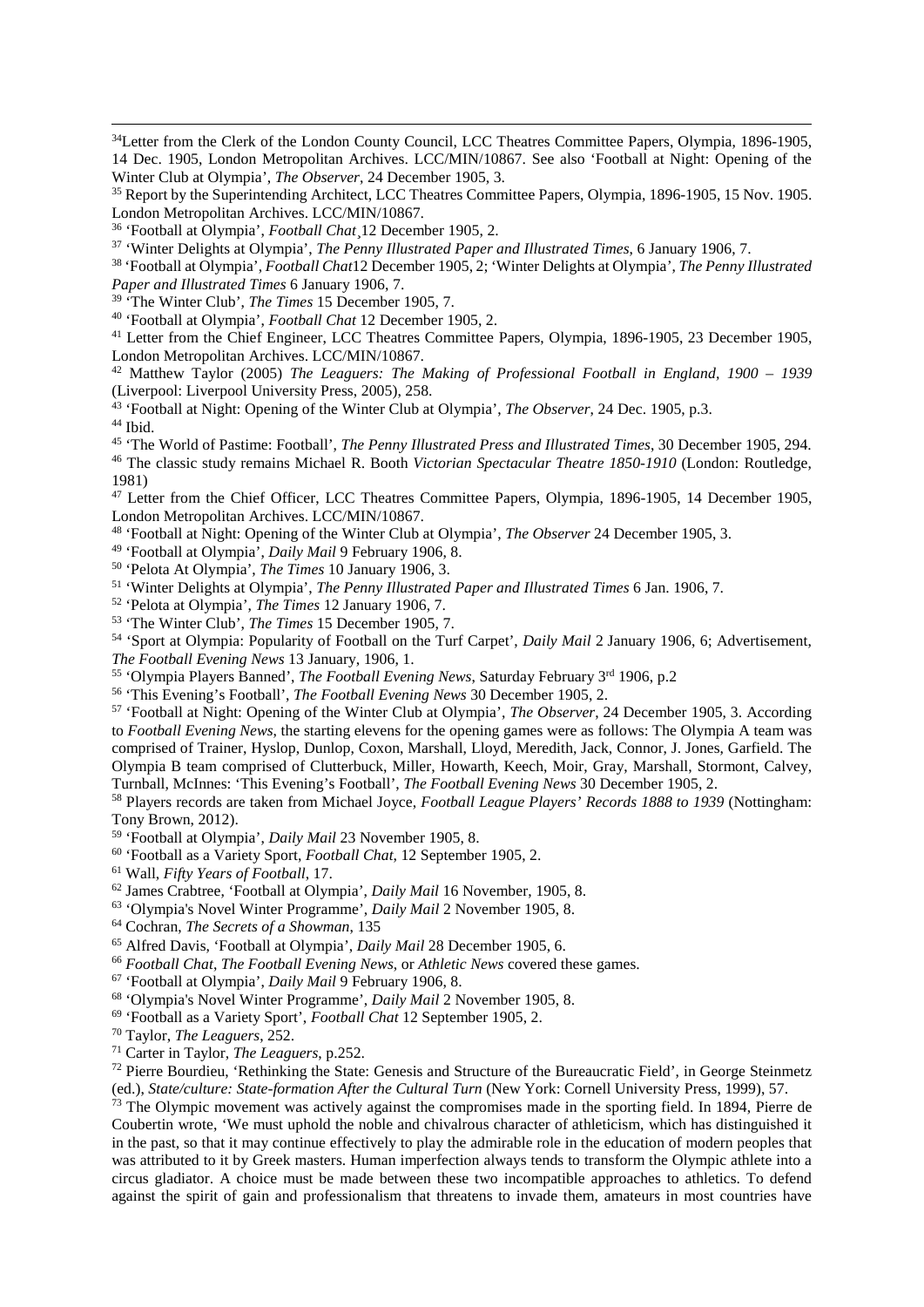[34]Letter from the Clerk of the London County Council, LCC Theatres Committee Papers, Olympia, 1896-1905, 14 Dec. 1905, London Metropolitan Archives. LCC/MIN/10867. See also 'Football at Night: Opening of the Winter Club at Olympia', *The Observer*, 24 December 1905, 3.

[35] Report by the Superintending Architect, LCC Theatres Committee Papers, Olympia, 1896-1905, 15 Nov. 1905. London Metropolitan Archives. LCC/MIN/10867.

[36] 'Football at Olympia', *Football Chat*¸12 December 1905, 2.

[37] 'Winter Delights at Olympia', *The Penny Illustrated Paper and Illustrated Times*, 6 January 1906, 7.

[38] 'Football at Olympia', *Football Chat*12 December 1905, 2; 'Winter Delights at Olympia', *The Penny Illustrated Paper and Illustrated Times* 6 January 1906, 7.

[39] 'The Winter Club', *The Times* 15 December 1905, 7.

[40] 'Football at Olympia', *Football Chat* 12 December 1905, 2.

[41] Letter from the Chief Engineer, LCC Theatres Committee Papers, Olympia, 1896-1905, 23 December 1905, London Metropolitan Archives. LCC/MIN/10867.

[42] Matthew Taylor (2005) *The Leaguers: The Making of Professional Football in England, 1900 – 1939* (Liverpool: Liverpool University Press, 2005), 258.

[43] 'Football at Night: Opening of the Winter Club at Olympia', *The Observer*, 24 Dec. 1905, p.3.

[44] Ibid.

[45] 'The World of Pastime: Football', *The Penny Illustrated Press and Illustrated Times*, 30 December 1905, 294.

[46] The classic study remains Michael R. Booth *Victorian Spectacular Theatre 1850-1910* (London: Routledge, 1981)

[47] Letter from the Chief Officer, LCC Theatres Committee Papers, Olympia, 1896-1905, 14 December 1905, London Metropolitan Archives. LCC/MIN/10867.

[48] 'Football at Night: Opening of the Winter Club at Olympia', *The Observer* 24 December 1905, 3.

[49] 'Football at Olympia', *Daily Mail* 9 February 1906, 8.

[50] 'Pelota At Olympia', *The Times* 10 January 1906, 3.

[51] 'Winter Delights at Olympia', *The Penny Illustrated Paper and Illustrated Times* 6 Jan. 1906, 7.

[52] 'Pelota at Olympia', *The Times* 12 January 1906, 7.

[53] 'The Winter Club', *The Times* 15 December 1905, 7.

[54] 'Sport at Olympia: Popularity of Football on the Turf Carpet', *Daily Mail* 2 January 1906, 6; Advertisement, *The Football Evening News* 13 January, 1906, 1.

[55] 'Olympia Players Banned', *The Football Evening News*, Saturday February 3rd 1906, p.2

[56] 'This Evening's Football', *The Football Evening News* 30 December 1905, 2.

[57] 'Football at Night: Opening of the Winter Club at Olympia', *The Observer*, 24 December 1905, 3. According to *Football Evening News*, the starting elevens for the opening games were as follows: The Olympia A team was comprised of Trainer, Hyslop, Dunlop, Coxon, Marshall, Lloyd, Meredith, Jack, Connor, J. Jones, Garfield. The Olympia B team comprised of Clutterbuck, Miller, Howarth, Keech, Moir, Gray, Marshall, Stormont, Calvey, Turnbull, McInnes: 'This Evening's Football', *The Football Evening News* 30 December 1905, 2.

[58] Players records are taken from Michael Joyce, *Football League Players' Records 1888 to 1939* (Nottingham: Tony Brown, 2012).

[59] 'Football at Olympia', *Daily Mail* 23 November 1905, 8.

[60] 'Football as a Variety Sport, *Football Chat*, 12 September 1905, 2.

[61] Wall, *Fifty Years of Football*, 17.

[62] James Crabtree, 'Football at Olympia', *Daily Mail* 16 November, 1905, 8.

[63] 'Olympia's Novel Winter Programme', *Daily Mail* 2 November 1905, 8.

[64] Cochran, *The Secrets of a Showman*, 135

[65] Alfred Davis, 'Football at Olympia', *Daily Mail* 28 December 1905, 6.

[66] *Football Chat*, *The Football Evening News*, or *Athletic News* covered these games.

[67] 'Football at Olympia', *Daily Mail* 9 February 1906, 8.

[68] 'Olympia's Novel Winter Programme', *Daily Mail* 2 November 1905, 8.

[69] 'Football as a Variety Sport', *Football Chat* 12 September 1905, 2.

[70] Taylor, *The Leaguers*, 252.

[71] Carter in Taylor, *The Leaguers*, p.252.

[72] Pierre Bourdieu, 'Rethinking the State: Genesis and Structure of the Bureaucratic Field', in George Steinmetz (ed.), *State/culture: State-formation After the Cultural Turn* (New York: Cornell University Press, 1999), 57.

[73] The Olympic movement was actively against the compromises made in the sporting field. In 1894, Pierre de Coubertin wrote, 'We must uphold the noble and chivalrous character of athleticism, which has distinguished it in the past, so that it may continue effectively to play the admirable role in the education of modern peoples that was attributed to it by Greek masters. Human imperfection always tends to transform the Olympic athlete into a circus gladiator. A choice must be made between these two incompatible approaches to athletics. To defend against the spirit of gain and professionalism that threatens to invade them, amateurs in most countries have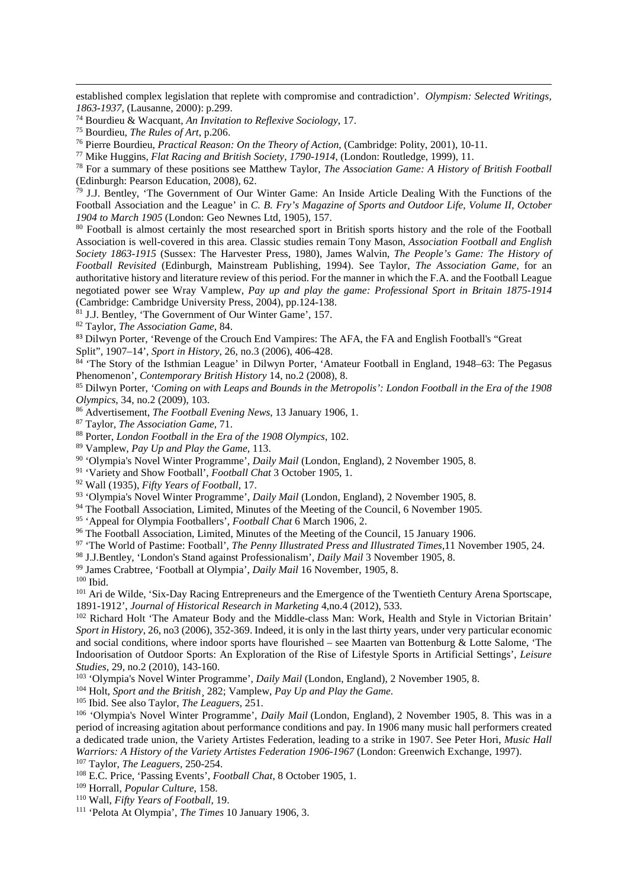established complex legislation that replete with compromise and contradiction'. *Olympism: Selected Writings, 1863-1937*, (Lausanne, 2000): p.299.

[74] Bourdieu & Wacquant, *An Invitation to Reflexive Sociology*, 17.

[75] Bourdieu, *The Rules of Art*, p.206.

[76] Pierre Bourdieu, *Practical Reason: On the Theory of Action*, (Cambridge: Polity, 2001), 10-11.

[77] Mike Huggins, *Flat Racing and British Society, 1790-1914*, (London: Routledge, 1999), 11.

[78] For a summary of these positions see Matthew Taylor, *The Association Game: A History of British Football* (Edinburgh: Pearson Education, 2008), 62.

[79] J.J. Bentley, 'The Government of Our Winter Game: An Inside Article Dealing With the Functions of the Football Association and the League' in *C. B. Fry's Magazine of Sports and Outdoor Life, Volume II, October 1904 to March 1905* (London: Geo Newnes Ltd, 1905), 157.

[80] Football is almost certainly the most researched sport in British sports history and the role of the Football Association is well-covered in this area. Classic studies remain Tony Mason, *Association Football and English Society 1863-1915* (Sussex: The Harvester Press, 1980), James Walvin, *The People's Game: The History of Football Revisited* (Edinburgh, Mainstream Publishing, 1994). See Taylor, *The Association Game,* for an authoritative history and literature review of this period. For the manner in which the F.A. and the Football League negotiated power see Wray Vamplew, *Pay up and play the game: Professional Sport in Britain 1875-1914* (Cambridge: Cambridge University Press, 2004), pp.124-138.

[81] J.J. Bentley, 'The Government of Our Winter Game', 157.

[82] Taylor, *The Association Game*, 84.

[83] Dilwyn Porter, 'Revenge of the Crouch End Vampires: The AFA, the FA and English Football's "Great Split", 1907–14', *Sport in History*, 26, no.3 (2006), 406-428.

[84] 'The Story of the Isthmian League' in Dilwyn Porter, 'Amateur Football in England, 1948–63: The Pegasus Phenomenon', *Contemporary British History* 14, no.2 (2008), 8.

[85] Dilwyn Porter, *'Coming on with Leaps and Bounds in the Metropolis': London Football in the Era of the 1908 Olympics*, 34, no.2 (2009), 103.

[86] Advertisement, *The Football Evening News*, 13 January 1906, 1.

[87] Taylor, *The Association Game*, 71.

[88] Porter, *London Football in the Era of the 1908 Olympics*, 102.

[89] Vamplew, *Pay Up and Play the Game*, 113.

[90] 'Olympia's Novel Winter Programme', *Daily Mail* (London, England), 2 November 1905, 8.

[91] 'Variety and Show Football', *Football Chat* 3 October 1905, 1.

[92] Wall (1935), *Fifty Years of Football*, 17.

[93] 'Olympia's Novel Winter Programme', *Daily Mail* (London, England), 2 November 1905, 8.

[94] The Football Association, Limited, Minutes of the Meeting of the Council, 6 November 1905.

[95] 'Appeal for Olympia Footballers', *Football Chat* 6 March 1906, 2.

[96] The Football Association, Limited, Minutes of the Meeting of the Council, 15 January 1906.

[97] 'The World of Pastime: Football', *The Penny Illustrated Press and Illustrated Times,*11 November 1905, 24.

[98] J.J.Bentley, 'London's Stand against Professionalism', *Daily Mail* 3 November 1905, 8.

[99] James Crabtree, 'Football at Olympia', *Daily Mail* 16 November, 1905, 8.

[100] Ibid.

[101] Ari de Wilde, 'Six-Day Racing Entrepreneurs and the Emergence of the Twentieth Century Arena Sportscape, 1891-1912', *Journal of Historical Research in Marketing* 4,no.4 (2012), 533.

[102] Richard Holt 'The Amateur Body and the Middle-class Man: Work, Health and Style in Victorian Britain' *Sport in History*, 26, no3 (2006), 352-369. Indeed, it is only in the last thirty years, under very particular economic and social conditions, where indoor sports have flourished – see Maarten van Bottenburg & Lotte Salome, 'The Indoorisation of Outdoor Sports: An Exploration of the Rise of Lifestyle Sports in Artificial Settings', *Leisure Studies*, 29, no.2 (2010), 143-160.

[103] 'Olympia's Novel Winter Programme', *Daily Mail* (London, England), 2 November 1905, 8.

[104] Holt, *Sport and the British*¸ 282; Vamplew, *Pay Up and Play the Game*.

[105] Ibid. See also Taylor, *The Leaguers*, 251.

[106] 'Olympia's Novel Winter Programme', *Daily Mail* (London, England), 2 November 1905, 8. This was in a period of increasing agitation about performance conditions and pay. In 1906 many music hall performers created a dedicated trade union, the Variety Artistes Federation, leading to a strike in 1907. See Peter Hori, *Music Hall Warriors: A History of the Variety Artistes Federation 1906-1967* (London: Greenwich Exchange, 1997).

[107] Taylor, *The Leaguers*, 250-254.

[108] E.C. Price, 'Passing Events', *Football Chat*, 8 October 1905, 1.

[109] Horrall, *Popular Culture*, 158.

[110] Wall, *Fifty Years of Football*, 19.

[111] 'Pelota At Olympia', *The Times* 10 January 1906, 3.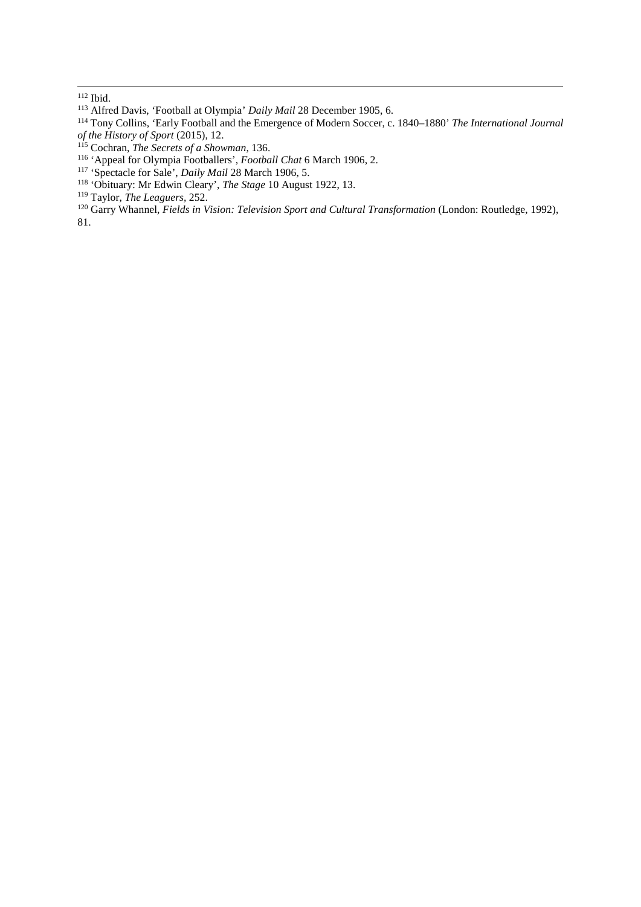[112] Ibid.

[113] Alfred Davis, 'Football at Olympia' *Daily Mail* 28 December 1905, 6.

[114] Tony Collins, 'Early Football and the Emergence of Modern Soccer, c. 1840–1880' *The International Journal of the History of Sport* (2015), 12.

[115] Cochran, *The Secrets of a Showman*, 136.

[116] 'Appeal for Olympia Footballers', *Football Chat* 6 March 1906, 2.

[117] 'Spectacle for Sale', *Daily Mail* 28 March 1906, 5.

[118] 'Obituary: Mr Edwin Cleary', *The Stage* 10 August 1922, 13.

[119] Taylor, *The Leaguers*, 252.

[120] Garry Whannel, *Fields in Vision: Television Sport and Cultural Transformation* (London: Routledge, 1992), 81.